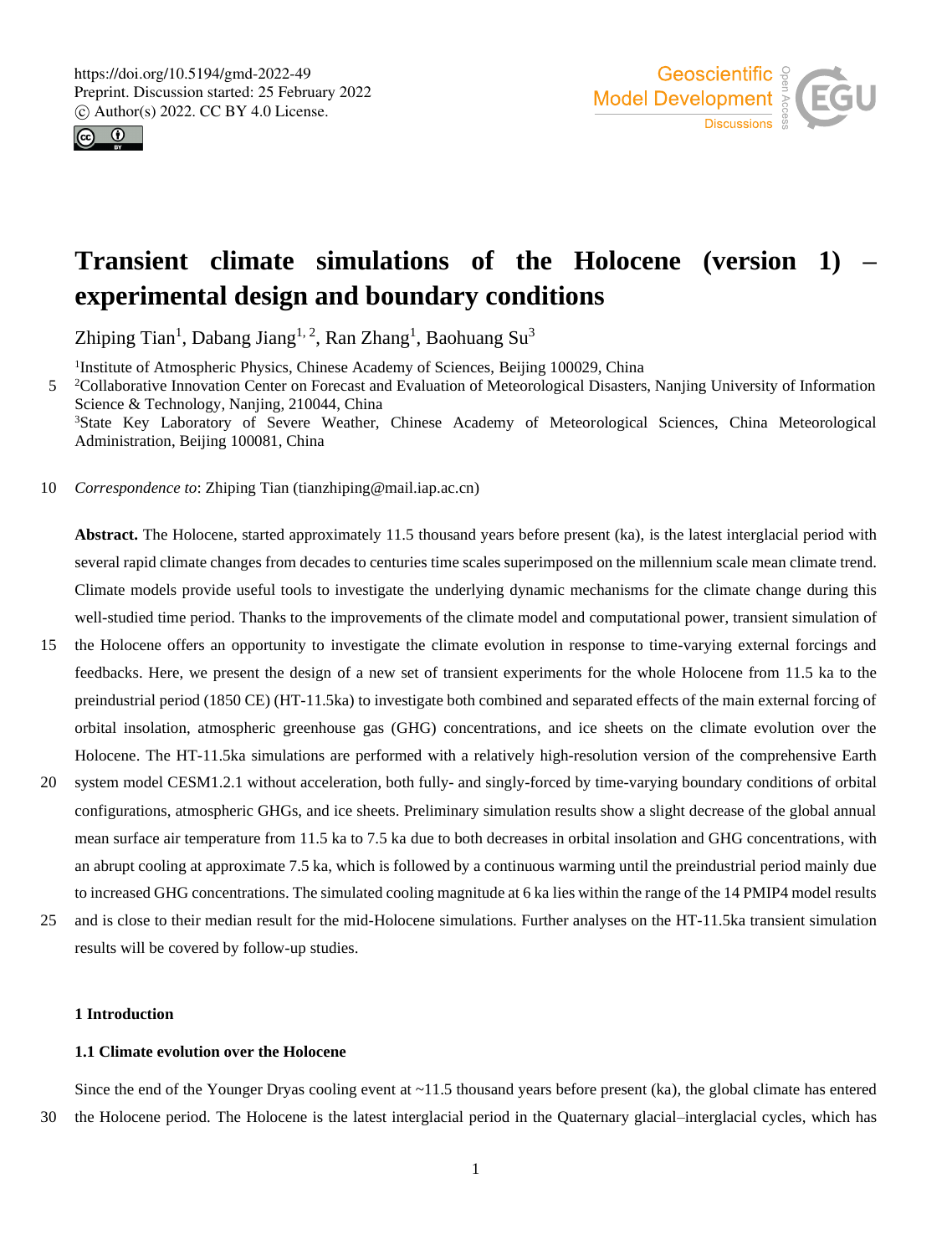https://doi.org/10.5194/gmd-2022-49
Preprint. Discussion started: 25 February 2022
© Author(s) 2022. CC BY 4.0 License.

# Transient climate simulations of the Holocene (version 1) – experimental design and boundary conditions

Zhiping Tian[1], Dabang Jiang[1, 2], Ran Zhang[1], Baohuang Su[3]

[1]Institute of Atmospheric Physics, Chinese Academy of Sciences, Beijing 100029, China
[2]Collaborative Innovation Center on Forecast and Evaluation of Meteorological Disasters, Nanjing University of Information Science & Technology, Nanjing, 210044, China
[3]State Key Laboratory of Severe Weather, Chinese Academy of Meteorological Sciences, China Meteorological Administration, Beijing 100081, China

*Correspondence to*: Zhiping Tian (tianzhiping@mail.iap.ac.cn)

**Abstract.** The Holocene, started approximately 11.5 thousand years before present (ka), is the latest interglacial period with several rapid climate changes from decades to centuries time scales superimposed on the millennium scale mean climate trend. Climate models provide useful tools to investigate the underlying dynamic mechanisms for the climate change during this well-studied time period. Thanks to the improvements of the climate model and computational power, transient simulation of the Holocene offers an opportunity to investigate the climate evolution in response to time-varying external forcings and feedbacks. Here, we present the design of a new set of transient experiments for the whole Holocene from 11.5 ka to the preindustrial period (1850 CE) (HT-11.5ka) to investigate both combined and separated effects of the main external forcing of orbital insolation, atmospheric greenhouse gas (GHG) concentrations, and ice sheets on the climate evolution over the Holocene. The HT-11.5ka simulations are performed with a relatively high-resolution version of the comprehensive Earth system model CESM1.2.1 without acceleration, both fully- and singly-forced by time-varying boundary conditions of orbital configurations, atmospheric GHGs, and ice sheets. Preliminary simulation results show a slight decrease of the global annual mean surface air temperature from 11.5 ka to 7.5 ka due to both decreases in orbital insolation and GHG concentrations, with an abrupt cooling at approximate 7.5 ka, which is followed by a continuous warming until the preindustrial period mainly due to increased GHG concentrations. The simulated cooling magnitude at 6 ka lies within the range of the 14 PMIP4 model results and is close to their median result for the mid-Holocene simulations. Further analyses on the HT-11.5ka transient simulation results will be covered by follow-up studies.

## 1 Introduction

### 1.1 Climate evolution over the Holocene

Since the end of the Younger Dryas cooling event at ~11.5 thousand years before present (ka), the global climate has entered the Holocene period. The Holocene is the latest interglacial period in the Quaternary glacial–interglacial cycles, which has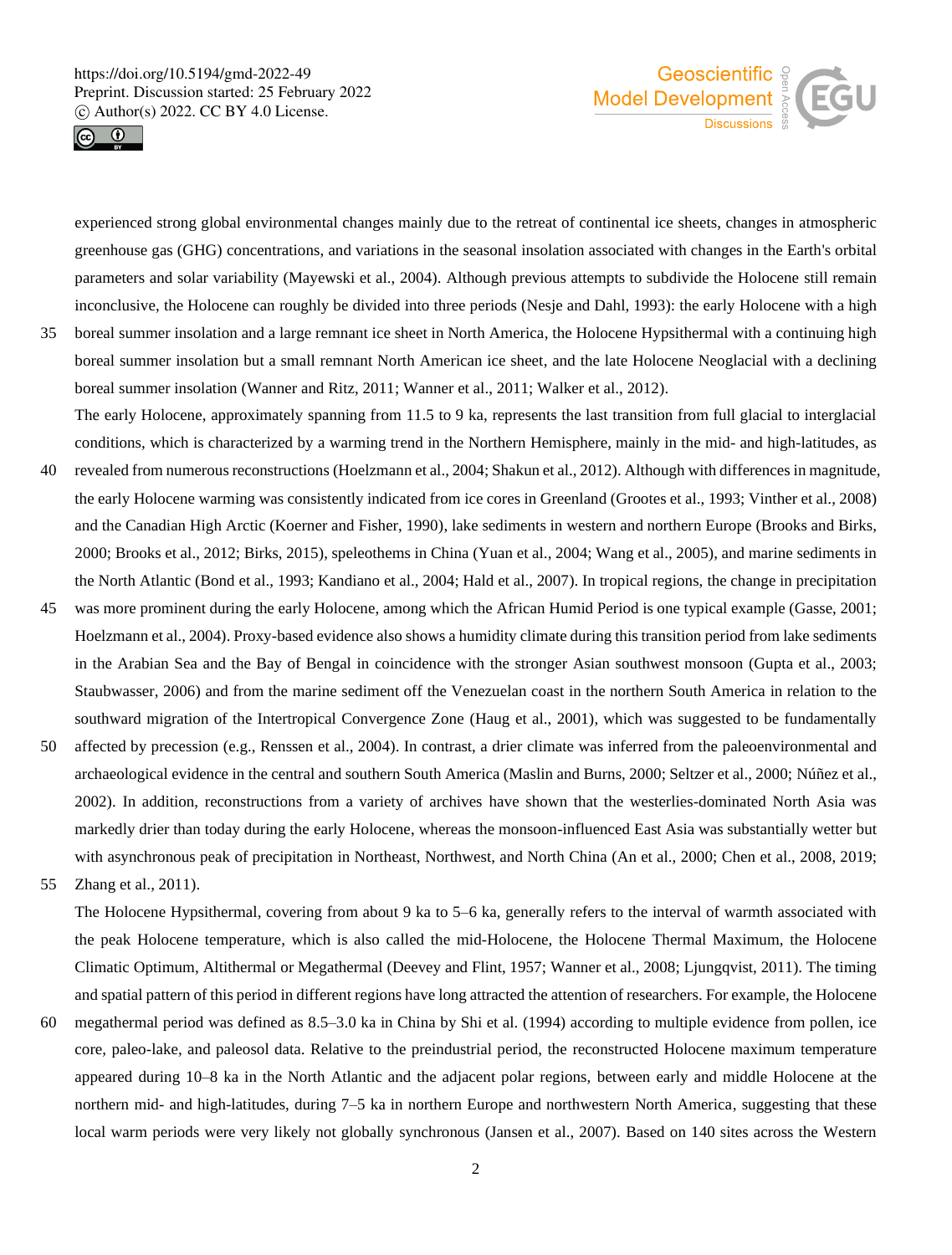experienced strong global environmental changes mainly due to the retreat of continental ice sheets, changes in atmospheric greenhouse gas (GHG) concentrations, and variations in the seasonal insolation associated with changes in the Earth's orbital parameters and solar variability (Mayewski et al., 2004). Although previous attempts to subdivide the Holocene still remain inconclusive, the Holocene can roughly be divided into three periods (Nesje and Dahl, 1993): the early Holocene with a high boreal summer insolation and a large remnant ice sheet in North America, the Holocene Hypsithermal with a continuing high boreal summer insolation but a small remnant North American ice sheet, and the late Holocene Neoglacial with a declining boreal summer insolation (Wanner and Ritz, 2011; Wanner et al., 2011; Walker et al., 2012).

The early Holocene, approximately spanning from 11.5 to 9 ka, represents the last transition from full glacial to interglacial conditions, which is characterized by a warming trend in the Northern Hemisphere, mainly in the mid- and high-latitudes, as revealed from numerous reconstructions (Hoelzmann et al., 2004; Shakun et al., 2012). Although with differences in magnitude, the early Holocene warming was consistently indicated from ice cores in Greenland (Grootes et al., 1993; Vinther et al., 2008) and the Canadian High Arctic (Koerner and Fisher, 1990), lake sediments in western and northern Europe (Brooks and Birks, 2000; Brooks et al., 2012; Birks, 2015), speleothems in China (Yuan et al., 2004; Wang et al., 2005), and marine sediments in the North Atlantic (Bond et al., 1993; Kandiano et al., 2004; Hald et al., 2007). In tropical regions, the change in precipitation was more prominent during the early Holocene, among which the African Humid Period is one typical example (Gasse, 2001; Hoelzmann et al., 2004). Proxy-based evidence also shows a humidity climate during this transition period from lake sediments in the Arabian Sea and the Bay of Bengal in coincidence with the stronger Asian southwest monsoon (Gupta et al., 2003; Staubwasser, 2006) and from the marine sediment off the Venezuelan coast in the northern South America in relation to the southward migration of the Intertropical Convergence Zone (Haug et al., 2001), which was suggested to be fundamentally affected by precession (e.g., Renssen et al., 2004). In contrast, a drier climate was inferred from the paleoenvironmental and archaeological evidence in the central and southern South America (Maslin and Burns, 2000; Seltzer et al., 2000; Núñez et al., 2002). In addition, reconstructions from a variety of archives have shown that the westerlies-dominated North Asia was markedly drier than today during the early Holocene, whereas the monsoon-influenced East Asia was substantially wetter but with asynchronous peak of precipitation in Northeast, Northwest, and North China (An et al., 2000; Chen et al., 2008, 2019; Zhang et al., 2011).

The Holocene Hypsithermal, covering from about 9 ka to 5–6 ka, generally refers to the interval of warmth associated with the peak Holocene temperature, which is also called the mid-Holocene, the Holocene Thermal Maximum, the Holocene Climatic Optimum, Altithermal or Megathermal (Deevey and Flint, 1957; Wanner et al., 2008; Ljungqvist, 2011). The timing and spatial pattern of this period in different regions have long attracted the attention of researchers. For example, the Holocene megathermal period was defined as 8.5–3.0 ka in China by Shi et al. (1994) according to multiple evidence from pollen, ice core, paleo-lake, and paleosol data. Relative to the preindustrial period, the reconstructed Holocene maximum temperature appeared during 10–8 ka in the North Atlantic and the adjacent polar regions, between early and middle Holocene at the northern mid- and high-latitudes, during 7–5 ka in northern Europe and northwestern North America, suggesting that these local warm periods were very likely not globally synchronous (Jansen et al., 2007). Based on 140 sites across the Western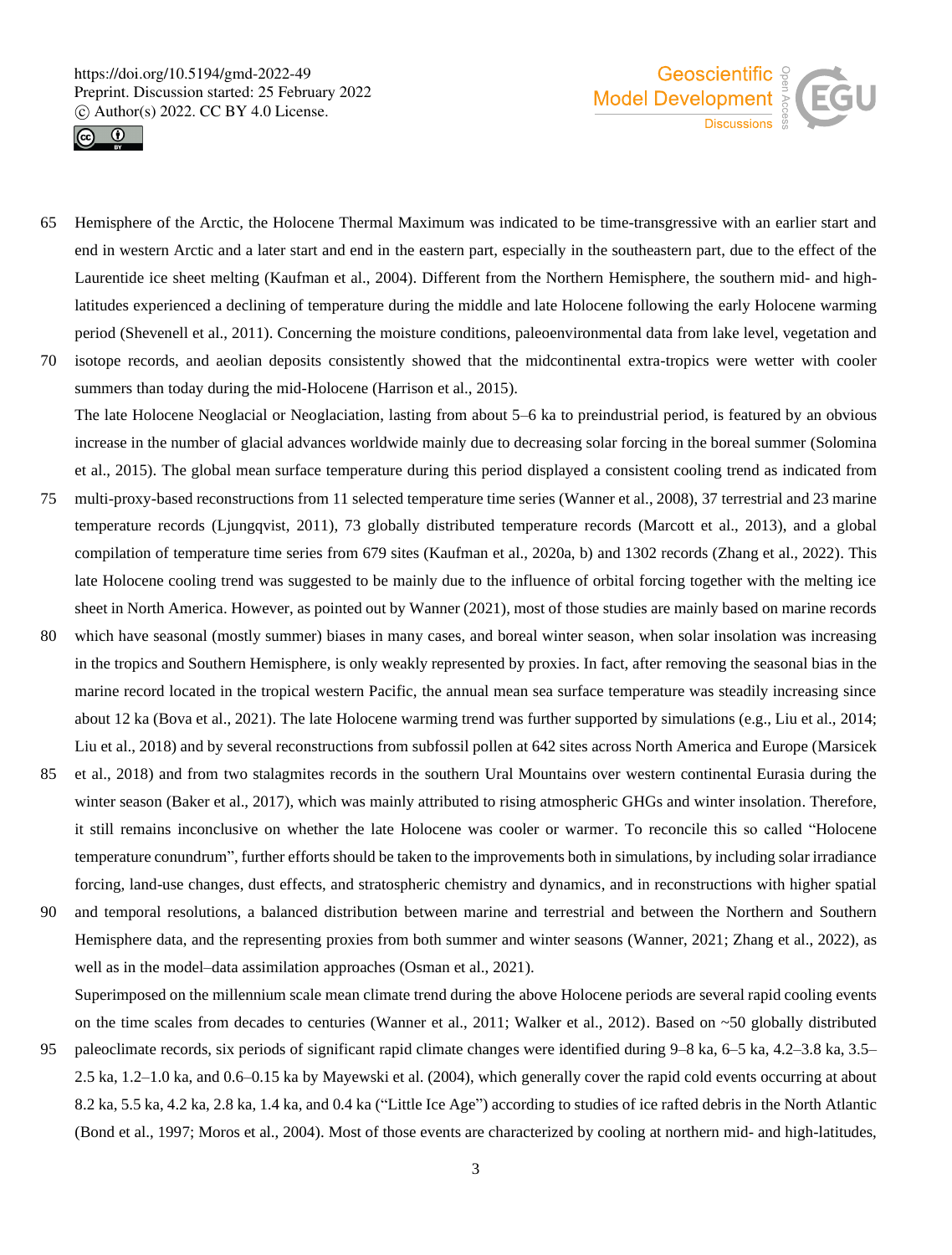Hemisphere of the Arctic, the Holocene Thermal Maximum was indicated to be time-transgressive with an earlier start and end in western Arctic and a later start and end in the eastern part, especially in the southeastern part, due to the effect of the Laurentide ice sheet melting (Kaufman et al., 2004). Different from the Northern Hemisphere, the southern mid- and high-latitudes experienced a declining of temperature during the middle and late Holocene following the early Holocene warming period (Shevenell et al., 2011). Concerning the moisture conditions, paleoenvironmental data from lake level, vegetation and isotope records, and aeolian deposits consistently showed that the midcontinental extra-tropics were wetter with cooler summers than today during the mid-Holocene (Harrison et al., 2015).

The late Holocene Neoglacial or Neoglaciation, lasting from about 5–6 ka to preindustrial period, is featured by an obvious increase in the number of glacial advances worldwide mainly due to decreasing solar forcing in the boreal summer (Solomina et al., 2015). The global mean surface temperature during this period displayed a consistent cooling trend as indicated from multi-proxy-based reconstructions from 11 selected temperature time series (Wanner et al., 2008), 37 terrestrial and 23 marine temperature records (Ljungqvist, 2011), 73 globally distributed temperature records (Marcott et al., 2013), and a global compilation of temperature time series from 679 sites (Kaufman et al., 2020a, b) and 1302 records (Zhang et al., 2022). This late Holocene cooling trend was suggested to be mainly due to the influence of orbital forcing together with the melting ice sheet in North America. However, as pointed out by Wanner (2021), most of those studies are mainly based on marine records which have seasonal (mostly summer) biases in many cases, and boreal winter season, when solar insolation was increasing in the tropics and Southern Hemisphere, is only weakly represented by proxies. In fact, after removing the seasonal bias in the marine record located in the tropical western Pacific, the annual mean sea surface temperature was steadily increasing since about 12 ka (Bova et al., 2021). The late Holocene warming trend was further supported by simulations (e.g., Liu et al., 2014; Liu et al., 2018) and by several reconstructions from subfossil pollen at 642 sites across North America and Europe (Marsicek et al., 2018) and from two stalagmites records in the southern Ural Mountains over western continental Eurasia during the winter season (Baker et al., 2017), which was mainly attributed to rising atmospheric GHGs and winter insolation. Therefore, it still remains inconclusive on whether the late Holocene was cooler or warmer. To reconcile this so called "Holocene temperature conundrum", further efforts should be taken to the improvements both in simulations, by including solar irradiance forcing, land-use changes, dust effects, and stratospheric chemistry and dynamics, and in reconstructions with higher spatial and temporal resolutions, a balanced distribution between marine and terrestrial and between the Northern and Southern Hemisphere data, and the representing proxies from both summer and winter seasons (Wanner, 2021; Zhang et al., 2022), as well as in the model–data assimilation approaches (Osman et al., 2021).

Superimposed on the millennium scale mean climate trend during the above Holocene periods are several rapid cooling events on the time scales from decades to centuries (Wanner et al., 2011; Walker et al., 2012). Based on ~50 globally distributed paleoclimate records, six periods of significant rapid climate changes were identified during 9–8 ka, 6–5 ka, 4.2–3.8 ka, 3.5–2.5 ka, 1.2–1.0 ka, and 0.6–0.15 ka by Mayewski et al. (2004), which generally cover the rapid cold events occurring at about 8.2 ka, 5.5 ka, 4.2 ka, 2.8 ka, 1.4 ka, and 0.4 ka ("Little Ice Age") according to studies of ice rafted debris in the North Atlantic (Bond et al., 1997; Moros et al., 2004). Most of those events are characterized by cooling at northern mid- and high-latitudes,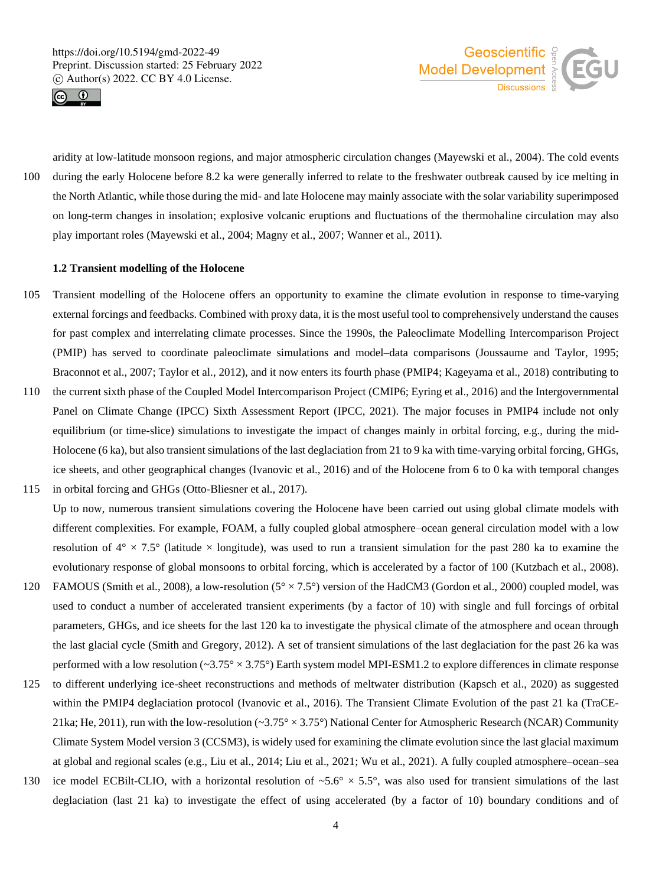aridity at low-latitude monsoon regions, and major atmospheric circulation changes (Mayewski et al., 2004). The cold events during the early Holocene before 8.2 ka were generally inferred to relate to the freshwater outbreak caused by ice melting in the North Atlantic, while those during the mid- and late Holocene may mainly associate with the solar variability superimposed on long-term changes in insolation; explosive volcanic eruptions and fluctuations of the thermohaline circulation may also play important roles (Mayewski et al., 2004; Magny et al., 2007; Wanner et al., 2011).

### 1.2 Transient modelling of the Holocene

Transient modelling of the Holocene offers an opportunity to examine the climate evolution in response to time-varying external forcings and feedbacks. Combined with proxy data, it is the most useful tool to comprehensively understand the causes for past complex and interrelating climate processes. Since the 1990s, the Paleoclimate Modelling Intercomparison Project (PMIP) has served to coordinate paleoclimate simulations and model–data comparisons (Joussaume and Taylor, 1995; Braconnot et al., 2007; Taylor et al., 2012), and it now enters its fourth phase (PMIP4; Kageyama et al., 2018) contributing to the current sixth phase of the Coupled Model Intercomparison Project (CMIP6; Eyring et al., 2016) and the Intergovernmental Panel on Climate Change (IPCC) Sixth Assessment Report (IPCC, 2021). The major focuses in PMIP4 include not only equilibrium (or time-slice) simulations to investigate the impact of changes mainly in orbital forcing, e.g., during the mid-Holocene (6 ka), but also transient simulations of the last deglaciation from 21 to 9 ka with time-varying orbital forcing, GHGs, ice sheets, and other geographical changes (Ivanovic et al., 2016) and of the Holocene from 6 to 0 ka with temporal changes in orbital forcing and GHGs (Otto-Bliesner et al., 2017).

Up to now, numerous transient simulations covering the Holocene have been carried out using global climate models with different complexities. For example, FOAM, a fully coupled global atmosphere–ocean general circulation model with a low resolution of 4° × 7.5° (latitude × longitude), was used to run a transient simulation for the past 280 ka to examine the evolutionary response of global monsoons to orbital forcing, which is accelerated by a factor of 100 (Kutzbach et al., 2008). FAMOUS (Smith et al., 2008), a low-resolution (5° × 7.5°) version of the HadCM3 (Gordon et al., 2000) coupled model, was used to conduct a number of accelerated transient experiments (by a factor of 10) with single and full forcings of orbital parameters, GHGs, and ice sheets for the last 120 ka to investigate the physical climate of the atmosphere and ocean through the last glacial cycle (Smith and Gregory, 2012). A set of transient simulations of the last deglaciation for the past 26 ka was performed with a low resolution (~3.75° × 3.75°) Earth system model MPI-ESM1.2 to explore differences in climate response to different underlying ice-sheet reconstructions and methods of meltwater distribution (Kapsch et al., 2020) as suggested within the PMIP4 deglaciation protocol (Ivanovic et al., 2016). The Transient Climate Evolution of the past 21 ka (TraCE-21ka; He, 2011), run with the low-resolution (~3.75° × 3.75°) National Center for Atmospheric Research (NCAR) Community Climate System Model version 3 (CCSM3), is widely used for examining the climate evolution since the last glacial maximum at global and regional scales (e.g., Liu et al., 2014; Liu et al., 2021; Wu et al., 2021). A fully coupled atmosphere–ocean–sea ice model ECBilt-CLIO, with a horizontal resolution of ~5.6° × 5.5°, was also used for transient simulations of the last deglaciation (last 21 ka) to investigate the effect of using accelerated (by a factor of 10) boundary conditions and of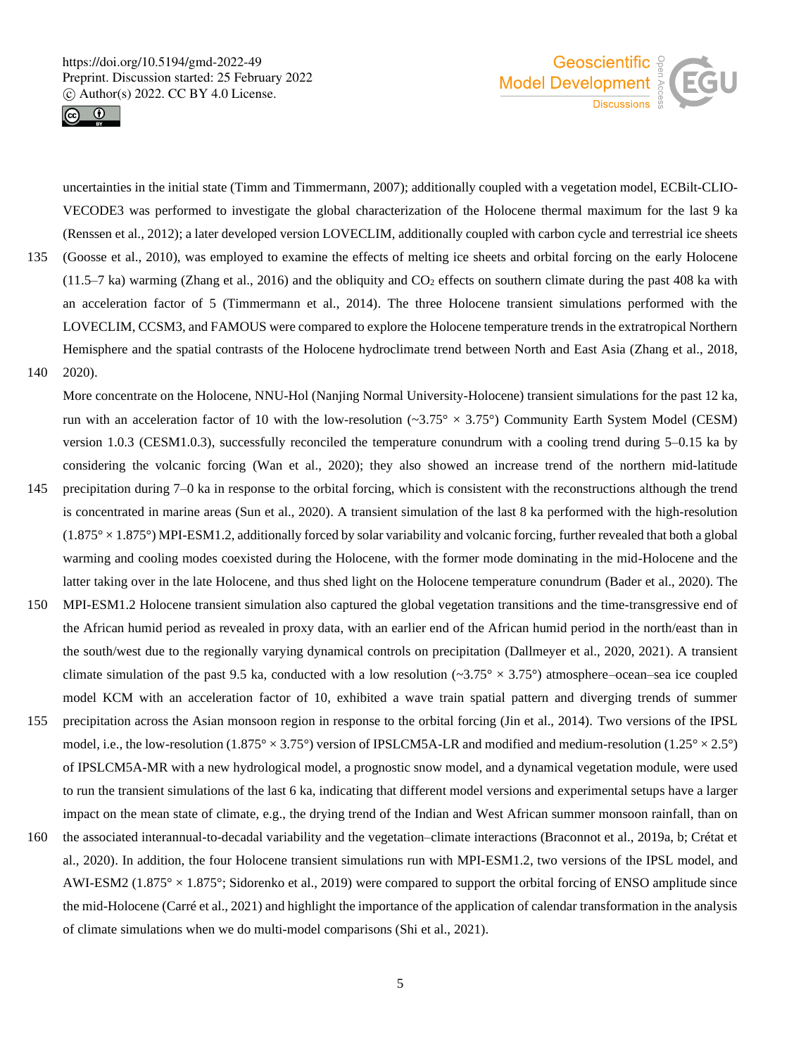uncertainties in the initial state (Timm and Timmermann, 2007); additionally coupled with a vegetation model, ECBilt-CLIO-VECODE3 was performed to investigate the global characterization of the Holocene thermal maximum for the last 9 ka (Renssen et al., 2012); a later developed version LOVECLIM, additionally coupled with carbon cycle and terrestrial ice sheets (Goosse et al., 2010), was employed to examine the effects of melting ice sheets and orbital forcing on the early Holocene (11.5–7 ka) warming (Zhang et al., 2016) and the obliquity and $CO_2$ effects on southern climate during the past 408 ka with an acceleration factor of 5 (Timmermann et al., 2014). The three Holocene transient simulations performed with the LOVECLIM, CCSM3, and FAMOUS were compared to explore the Holocene temperature trends in the extratropical Northern Hemisphere and the spatial contrasts of the Holocene hydroclimate trend between North and East Asia (Zhang et al., 2018, 2020).

More concentrate on the Holocene, NNU-Hol (Nanjing Normal University-Holocene) transient simulations for the past 12 ka, run with an acceleration factor of 10 with the low-resolution (~3.75° × 3.75°) Community Earth System Model (CESM) version 1.0.3 (CESM1.0.3), successfully reconciled the temperature conundrum with a cooling trend during 5–0.15 ka by considering the volcanic forcing (Wan et al., 2020); they also showed an increase trend of the northern mid-latitude precipitation during 7–0 ka in response to the orbital forcing, which is consistent with the reconstructions although the trend is concentrated in marine areas (Sun et al., 2020). A transient simulation of the last 8 ka performed with the high-resolution (1.875° × 1.875°) MPI-ESM1.2, additionally forced by solar variability and volcanic forcing, further revealed that both a global warming and cooling modes coexisted during the Holocene, with the former mode dominating in the mid-Holocene and the latter taking over in the late Holocene, and thus shed light on the Holocene temperature conundrum (Bader et al., 2020). The MPI-ESM1.2 Holocene transient simulation also captured the global vegetation transitions and the time-transgressive end of the African humid period as revealed in proxy data, with an earlier end of the African humid period in the north/east than in the south/west due to the regionally varying dynamical controls on precipitation (Dallmeyer et al., 2020, 2021). A transient climate simulation of the past 9.5 ka, conducted with a low resolution (~3.75° × 3.75°) atmosphere–ocean–sea ice coupled model KCM with an acceleration factor of 10, exhibited a wave train spatial pattern and diverging trends of summer precipitation across the Asian monsoon region in response to the orbital forcing (Jin et al., 2014). Two versions of the IPSL model, i.e., the low-resolution (1.875° × 3.75°) version of IPSLCM5A-LR and modified and medium-resolution (1.25° × 2.5°) of IPSLCM5A-MR with a new hydrological model, a prognostic snow model, and a dynamical vegetation module, were used to run the transient simulations of the last 6 ka, indicating that different model versions and experimental setups have a larger impact on the mean state of climate, e.g., the drying trend of the Indian and West African summer monsoon rainfall, than on the associated interannual-to-decadal variability and the vegetation–climate interactions (Braconnot et al., 2019a, b; Crétat et al., 2020). In addition, the four Holocene transient simulations run with MPI-ESM1.2, two versions of the IPSL model, and AWI-ESM2 (1.875° × 1.875°; Sidorenko et al., 2019) were compared to support the orbital forcing of ENSO amplitude since the mid-Holocene (Carré et al., 2021) and highlight the importance of the application of calendar transformation in the analysis of climate simulations when we do multi-model comparisons (Shi et al., 2021).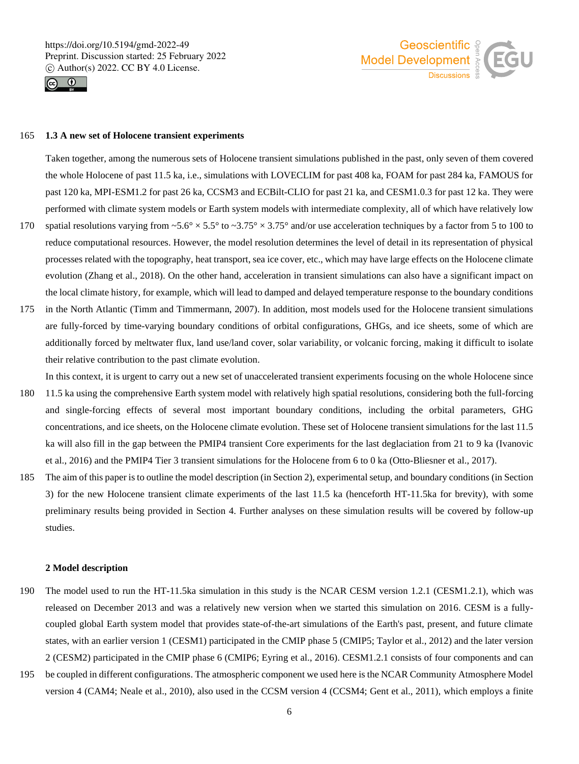### 1.3 A new set of Holocene transient experiments

Taken together, among the numerous sets of Holocene transient simulations published in the past, only seven of them covered the whole Holocene of past 11.5 ka, i.e., simulations with LOVECLIM for past 408 ka, FOAM for past 284 ka, FAMOUS for past 120 ka, MPI-ESM1.2 for past 26 ka, CCSM3 and ECBilt-CLIO for past 21 ka, and CESM1.0.3 for past 12 ka. They were performed with climate system models or Earth system models with intermediate complexity, all of which have relatively low spatial resolutions varying from ~5.6° × 5.5° to ~3.75° × 3.75° and/or use acceleration techniques by a factor from 5 to 100 to reduce computational resources. However, the model resolution determines the level of detail in its representation of physical processes related with the topography, heat transport, sea ice cover, etc., which may have large effects on the Holocene climate evolution (Zhang et al., 2018). On the other hand, acceleration in transient simulations can also have a significant impact on the local climate history, for example, which will lead to damped and delayed temperature response to the boundary conditions in the North Atlantic (Timm and Timmermann, 2007). In addition, most models used for the Holocene transient simulations are fully-forced by time-varying boundary conditions of orbital configurations, GHGs, and ice sheets, some of which are additionally forced by meltwater flux, land use/land cover, solar variability, or volcanic forcing, making it difficult to isolate their relative contribution to the past climate evolution.

In this context, it is urgent to carry out a new set of unaccelerated transient experiments focusing on the whole Holocene since 11.5 ka using the comprehensive Earth system model with relatively high spatial resolutions, considering both the full-forcing and single-forcing effects of several most important boundary conditions, including the orbital parameters, GHG concentrations, and ice sheets, on the Holocene climate evolution. These set of Holocene transient simulations for the last 11.5 ka will also fill in the gap between the PMIP4 transient Core experiments for the last deglaciation from 21 to 9 ka (Ivanovic et al., 2016) and the PMIP4 Tier 3 transient simulations for the Holocene from 6 to 0 ka (Otto-Bliesner et al., 2017).

The aim of this paper is to outline the model description (in Section 2), experimental setup, and boundary conditions (in Section 3) for the new Holocene transient climate experiments of the last 11.5 ka (henceforth HT-11.5ka for brevity), with some preliminary results being provided in Section 4. Further analyses on these simulation results will be covered by follow-up studies.

## 2 Model description

The model used to run the HT-11.5ka simulation in this study is the NCAR CESM version 1.2.1 (CESM1.2.1), which was released on December 2013 and was a relatively new version when we started this simulation on 2016. CESM is a fully-coupled global Earth system model that provides state-of-the-art simulations of the Earth's past, present, and future climate states, with an earlier version 1 (CESM1) participated in the CMIP phase 5 (CMIP5; Taylor et al., 2012) and the later version 2 (CESM2) participated in the CMIP phase 6 (CMIP6; Eyring et al., 2016). CESM1.2.1 consists of four components and can be coupled in different configurations. The atmospheric component we used here is the NCAR Community Atmosphere Model version 4 (CAM4; Neale et al., 2010), also used in the CCSM version 4 (CCSM4; Gent et al., 2011), which employs a finite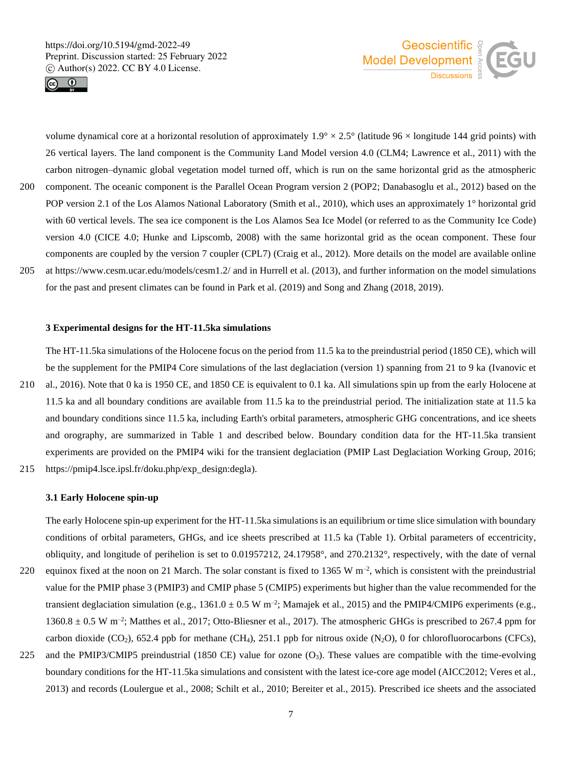volume dynamical core at a horizontal resolution of approximately 1.9° × 2.5° (latitude 96 × longitude 144 grid points) with 26 vertical layers. The land component is the Community Land Model version 4.0 (CLM4; Lawrence et al., 2011) with the carbon nitrogen–dynamic global vegetation model turned off, which is run on the same horizontal grid as the atmospheric component. The oceanic component is the Parallel Ocean Program version 2 (POP2; Danabasoglu et al., 2012) based on the POP version 2.1 of the Los Alamos National Laboratory (Smith et al., 2010), which uses an approximately 1° horizontal grid with 60 vertical levels. The sea ice component is the Los Alamos Sea Ice Model (or referred to as the Community Ice Code) version 4.0 (CICE 4.0; Hunke and Lipscomb, 2008) with the same horizontal grid as the ocean component. These four components are coupled by the version 7 coupler (CPL7) (Craig et al., 2012). More details on the model are available online at https://www.cesm.ucar.edu/models/cesm1.2/ and in Hurrell et al. (2013), and further information on the model simulations for the past and present climates can be found in Park et al. (2019) and Song and Zhang (2018, 2019).

## 3 Experimental designs for the HT-11.5ka simulations

The HT-11.5ka simulations of the Holocene focus on the period from 11.5 ka to the preindustrial period (1850 CE), which will be the supplement for the PMIP4 Core simulations of the last deglaciation (version 1) spanning from 21 to 9 ka (Ivanovic et al., 2016). Note that 0 ka is 1950 CE, and 1850 CE is equivalent to 0.1 ka. All simulations spin up from the early Holocene at 11.5 ka and all boundary conditions are available from 11.5 ka to the preindustrial period. The initialization state at 11.5 ka and boundary conditions since 11.5 ka, including Earth's orbital parameters, atmospheric GHG concentrations, and ice sheets and orography, are summarized in Table 1 and described below. Boundary condition data for the HT-11.5ka transient experiments are provided on the PMIP4 wiki for the transient deglaciation (PMIP Last Deglaciation Working Group, 2016; https://pmip4.lsce.ipsl.fr/doku.php/exp_design:degla).

### 3.1 Early Holocene spin-up

The early Holocene spin-up experiment for the HT-11.5ka simulations is an equilibrium or time slice simulation with boundary conditions of orbital parameters, GHGs, and ice sheets prescribed at 11.5 ka (Table 1). Orbital parameters of eccentricity, obliquity, and longitude of perihelion is set to 0.01957212, 24.17958°, and 270.2132°, respectively, with the date of vernal equinox fixed at the noon on 21 March. The solar constant is fixed to 1365 W m$^{-2}$, which is consistent with the preindustrial value for the PMIP phase 3 (PMIP3) and CMIP phase 5 (CMIP5) experiments but higher than the value recommended for the transient deglaciation simulation (e.g., 1361.0 ± 0.5 W m$^{-2}$; Mamajek et al., 2015) and the PMIP4/CMIP6 experiments (e.g., 1360.8 ± 0.5 W m$^{-2}$; Matthes et al., 2017; Otto-Bliesner et al., 2017). The atmospheric GHGs is prescribed to 267.4 ppm for carbon dioxide ($CO_2$), 652.4 ppb for methane ($CH_4$), 251.1 ppb for nitrous oxide ($N_2O$), 0 for chlorofluorocarbons (CFCs), and the PMIP3/CMIP5 preindustrial (1850 CE) value for ozone ($O_3$). These values are compatible with the time-evolving boundary conditions for the HT-11.5ka simulations and consistent with the latest ice-core age model (AICC2012; Veres et al., 2013) and records (Loulergue et al., 2008; Schilt et al., 2010; Bereiter et al., 2015). Prescribed ice sheets and the associated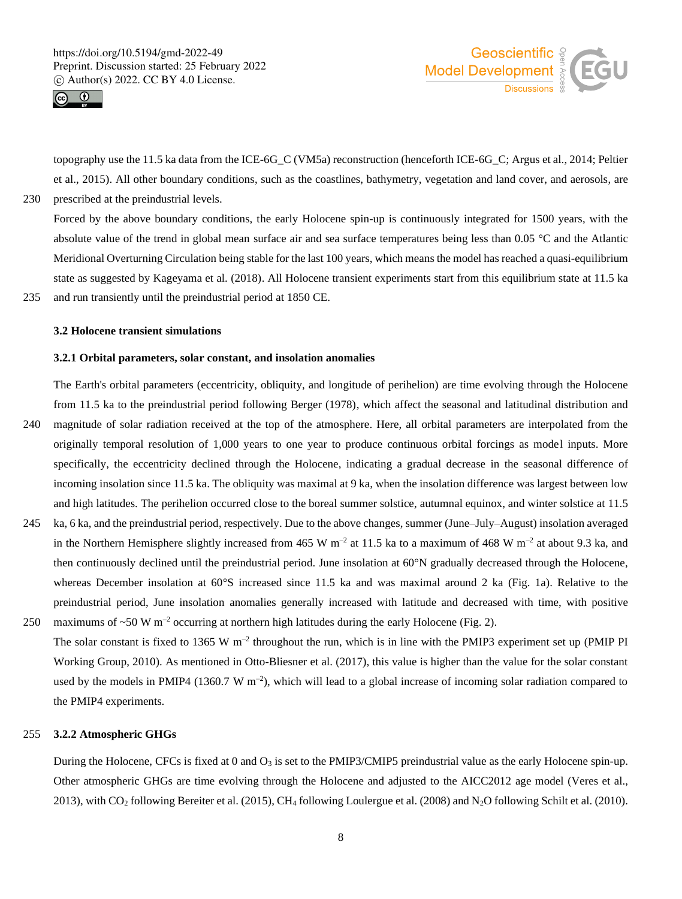topography use the 11.5 ka data from the ICE-6G_C (VM5a) reconstruction (henceforth ICE-6G_C; Argus et al., 2014; Peltier et al., 2015). All other boundary conditions, such as the coastlines, bathymetry, vegetation and land cover, and aerosols, are prescribed at the preindustrial levels.

Forced by the above boundary conditions, the early Holocene spin-up is continuously integrated for 1500 years, with the absolute value of the trend in global mean surface air and sea surface temperatures being less than 0.05 °C and the Atlantic Meridional Overturning Circulation being stable for the last 100 years, which means the model has reached a quasi-equilibrium state as suggested by Kageyama et al. (2018). All Holocene transient experiments start from this equilibrium state at 11.5 ka and run transiently until the preindustrial period at 1850 CE.

### 3.2 Holocene transient simulations

#### 3.2.1 Orbital parameters, solar constant, and insolation anomalies

The Earth's orbital parameters (eccentricity, obliquity, and longitude of perihelion) are time evolving through the Holocene from 11.5 ka to the preindustrial period following Berger (1978), which affect the seasonal and latitudinal distribution and magnitude of solar radiation received at the top of the atmosphere. Here, all orbital parameters are interpolated from the originally temporal resolution of 1,000 years to one year to produce continuous orbital forcings as model inputs. More specifically, the eccentricity declined through the Holocene, indicating a gradual decrease in the seasonal difference of incoming insolation since 11.5 ka. The obliquity was maximal at 9 ka, when the insolation difference was largest between low and high latitudes. The perihelion occurred close to the boreal summer solstice, autumnal equinox, and winter solstice at 11.5 ka, 6 ka, and the preindustrial period, respectively. Due to the above changes, summer (June–July–August) insolation averaged in the Northern Hemisphere slightly increased from 465 W m$^{-2}$ at 11.5 ka to a maximum of 468 W m$^{-2}$ at about 9.3 ka, and then continuously declined until the preindustrial period. June insolation at 60°N gradually decreased through the Holocene, whereas December insolation at 60°S increased since 11.5 ka and was maximal around 2 ka (Fig. 1a). Relative to the preindustrial period, June insolation anomalies generally increased with latitude and decreased with time, with positive maximums of ~50 W m$^{-2}$ occurring at northern high latitudes during the early Holocene (Fig. 2).

The solar constant is fixed to 1365 W m$^{-2}$ throughout the run, which is in line with the PMIP3 experiment set up (PMIP PI Working Group, 2010). As mentioned in Otto-Bliesner et al. (2017), this value is higher than the value for the solar constant used by the models in PMIP4 (1360.7 W m$^{-2}$), which will lead to a global increase of incoming solar radiation compared to the PMIP4 experiments.

#### 3.2.2 Atmospheric GHGs

During the Holocene, CFCs is fixed at 0 and $O_3$ is set to the PMIP3/CMIP5 preindustrial value as the early Holocene spin-up. Other atmospheric GHGs are time evolving through the Holocene and adjusted to the AICC2012 age model (Veres et al., 2013), with $CO_2$ following Bereiter et al. (2015), $CH_4$ following Loulergue et al. (2008) and $N_2O$ following Schilt et al. (2010).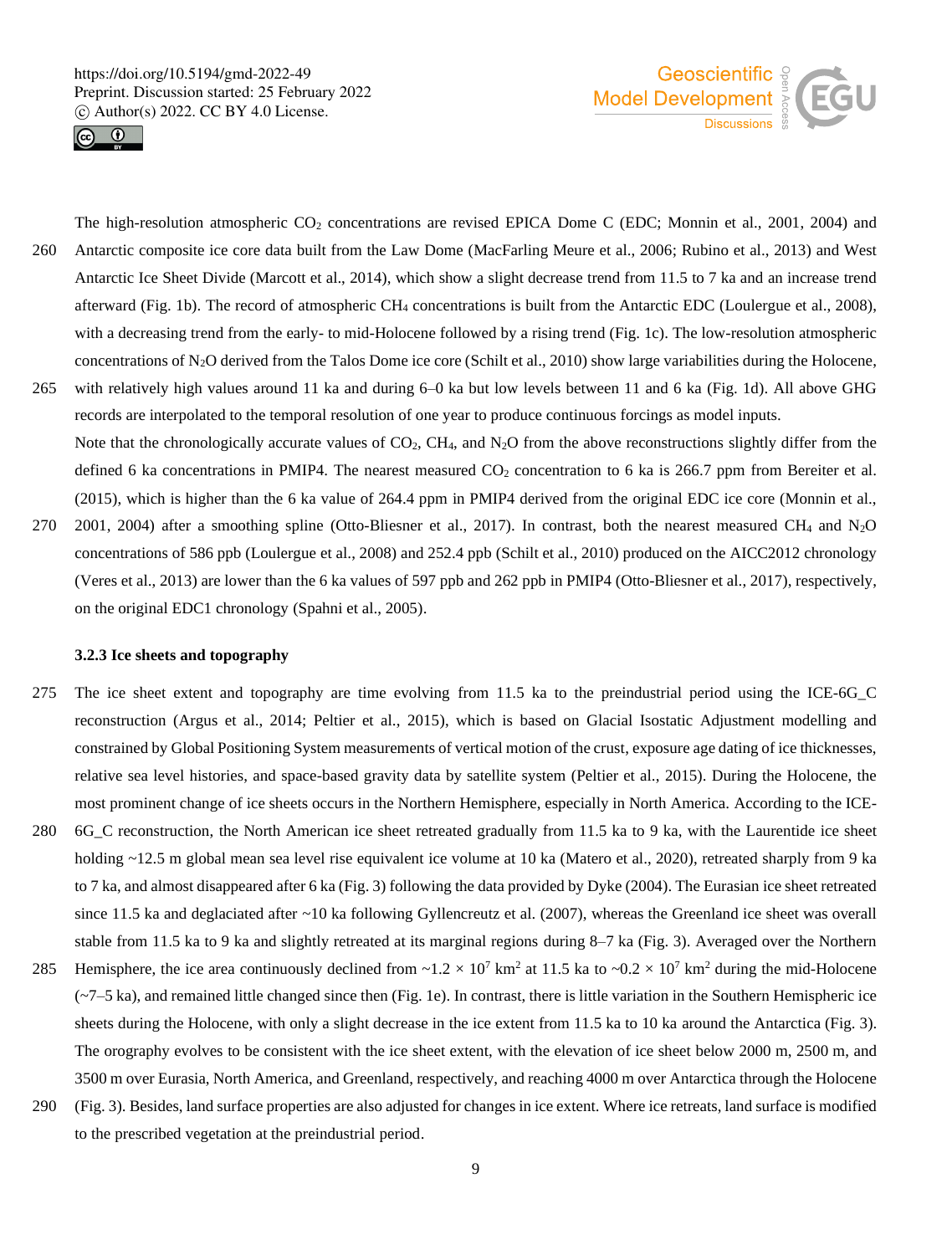The high-resolution atmospheric $CO_2$ concentrations are revised EPICA Dome C (EDC; Monnin et al., 2001, 2004) and Antarctic composite ice core data built from the Law Dome (MacFarling Meure et al., 2006; Rubino et al., 2013) and West Antarctic Ice Sheet Divide (Marcott et al., 2014), which show a slight decrease trend from 11.5 to 7 ka and an increase trend afterward (Fig. 1b). The record of atmospheric $CH_4$ concentrations is built from the Antarctic EDC (Loulergue et al., 2008), with a decreasing trend from the early- to mid-Holocene followed by a rising trend (Fig. 1c). The low-resolution atmospheric concentrations of $N_2O$ derived from the Talos Dome ice core (Schilt et al., 2010) show large variabilities during the Holocene, with relatively high values around 11 ka and during 6–0 ka but low levels between 11 and 6 ka (Fig. 1d). All above GHG records are interpolated to the temporal resolution of one year to produce continuous forcings as model inputs.

Note that the chronologically accurate values of $CO_2$, $CH_4$, and $N_2O$ from the above reconstructions slightly differ from the defined 6 ka concentrations in PMIP4. The nearest measured $CO_2$ concentration to 6 ka is 266.7 ppm from Bereiter et al. (2015), which is higher than the 6 ka value of 264.4 ppm in PMIP4 derived from the original EDC ice core (Monnin et al., 2001, 2004) after a smoothing spline (Otto-Bliesner et al., 2017). In contrast, both the nearest measured $CH_4$ and $N_2O$ concentrations of 586 ppb (Loulergue et al., 2008) and 252.4 ppb (Schilt et al., 2010) produced on the AICC2012 chronology (Veres et al., 2013) are lower than the 6 ka values of 597 ppb and 262 ppb in PMIP4 (Otto-Bliesner et al., 2017), respectively, on the original EDC1 chronology (Spahni et al., 2005).

### 3.2.3 Ice sheets and topography

The ice sheet extent and topography are time evolving from 11.5 ka to the preindustrial period using the ICE-6G_C reconstruction (Argus et al., 2014; Peltier et al., 2015), which is based on Glacial Isostatic Adjustment modelling and constrained by Global Positioning System measurements of vertical motion of the crust, exposure age dating of ice thicknesses, relative sea level histories, and space-based gravity data by satellite system (Peltier et al., 2015). During the Holocene, the most prominent change of ice sheets occurs in the Northern Hemisphere, especially in North America. According to the ICE-6G_C reconstruction, the North American ice sheet retreated gradually from 11.5 ka to 9 ka, with the Laurentide ice sheet holding ~12.5 m global mean sea level rise equivalent ice volume at 10 ka (Matero et al., 2020), retreated sharply from 9 ka to 7 ka, and almost disappeared after 6 ka (Fig. 3) following the data provided by Dyke (2004). The Eurasian ice sheet retreated since 11.5 ka and deglaciated after ~10 ka following Gyllencreutz et al. (2007), whereas the Greenland ice sheet was overall stable from 11.5 ka to 9 ka and slightly retreated at its marginal regions during 8–7 ka (Fig. 3). Averaged over the Northern Hemisphere, the ice area continuously declined from ~$1.2 \times 10^7$ km$^2$ at 11.5 ka to ~$0.2 \times 10^7$ km$^2$ during the mid-Holocene (~7–5 ka), and remained little changed since then (Fig. 1e). In contrast, there is little variation in the Southern Hemispheric ice sheets during the Holocene, with only a slight decrease in the ice extent from 11.5 ka to 10 ka around the Antarctica (Fig. 3). The orography evolves to be consistent with the ice sheet extent, with the elevation of ice sheet below 2000 m, 2500 m, and 3500 m over Eurasia, North America, and Greenland, respectively, and reaching 4000 m over Antarctica through the Holocene (Fig. 3). Besides, land surface properties are also adjusted for changes in ice extent. Where ice retreats, land surface is modified to the prescribed vegetation at the preindustrial period.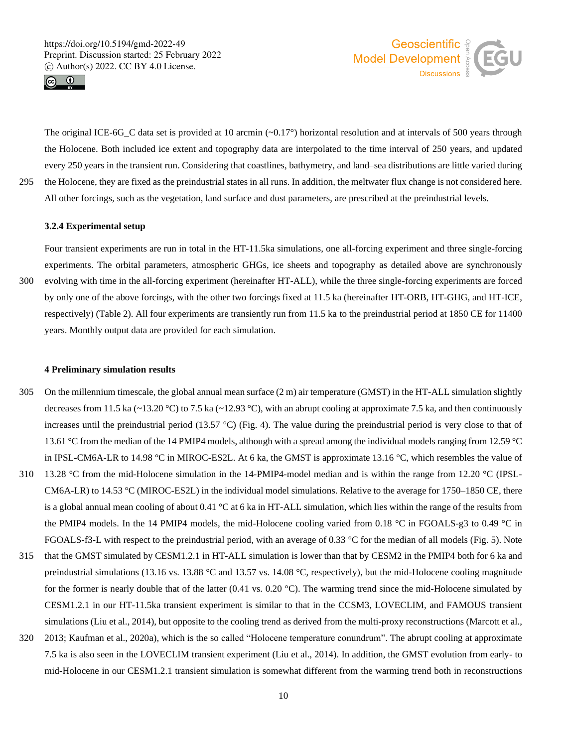The original ICE-6G_C data set is provided at 10 arcmin (~0.17°) horizontal resolution and at intervals of 500 years through the Holocene. Both included ice extent and topography data are interpolated to the time interval of 250 years, and updated every 250 years in the transient run. Considering that coastlines, bathymetry, and land–sea distributions are little varied during the Holocene, they are fixed as the preindustrial states in all runs. In addition, the meltwater flux change is not considered here. All other forcings, such as the vegetation, land surface and dust parameters, are prescribed at the preindustrial levels.

### 3.2.4 Experimental setup

Four transient experiments are run in total in the HT-11.5ka simulations, one all-forcing experiment and three single-forcing experiments. The orbital parameters, atmospheric GHGs, ice sheets and topography as detailed above are synchronously evolving with time in the all-forcing experiment (hereinafter HT-ALL), while the three single-forcing experiments are forced by only one of the above forcings, with the other two forcings fixed at 11.5 ka (hereinafter HT-ORB, HT-GHG, and HT-ICE, respectively) (Table 2). All four experiments are transiently run from 11.5 ka to the preindustrial period at 1850 CE for 11400 years. Monthly output data are provided for each simulation.

## 4 Preliminary simulation results

On the millennium timescale, the global annual mean surface (2 m) air temperature (GMST) in the HT-ALL simulation slightly decreases from 11.5 ka (~13.20 °C) to 7.5 ka (~12.93 °C), with an abrupt cooling at approximate 7.5 ka, and then continuously increases until the preindustrial period (13.57 °C) (Fig. 4). The value during the preindustrial period is very close to that of 13.61 °C from the median of the 14 PMIP4 models, although with a spread among the individual models ranging from 12.59 °C in IPSL-CM6A-LR to 14.98 °C in MIROC-ES2L. At 6 ka, the GMST is approximate 13.16 °C, which resembles the value of 13.28 °C from the mid-Holocene simulation in the 14-PMIP4-model median and is within the range from 12.20 °C (IPSL-CM6A-LR) to 14.53 °C (MIROC-ES2L) in the individual model simulations. Relative to the average for 1750–1850 CE, there is a global annual mean cooling of about 0.41 °C at 6 ka in HT-ALL simulation, which lies within the range of the results from the PMIP4 models. In the 14 PMIP4 models, the mid-Holocene cooling varied from 0.18 °C in FGOALS-g3 to 0.49 °C in FGOALS-f3-L with respect to the preindustrial period, with an average of 0.33 °C for the median of all models (Fig. 5). Note that the GMST simulated by CESM1.2.1 in HT-ALL simulation is lower than that by CESM2 in the PMIP4 both for 6 ka and preindustrial simulations (13.16 vs. 13.88 °C and 13.57 vs. 14.08 °C, respectively), but the mid-Holocene cooling magnitude for the former is nearly double that of the latter (0.41 vs. 0.20 °C). The warming trend since the mid-Holocene simulated by CESM1.2.1 in our HT-11.5ka transient experiment is similar to that in the CCSM3, LOVECLIM, and FAMOUS transient simulations (Liu et al., 2014), but opposite to the cooling trend as derived from the multi-proxy reconstructions (Marcott et al., 2013; Kaufman et al., 2020a), which is the so called "Holocene temperature conundrum". The abrupt cooling at approximate 7.5 ka is also seen in the LOVECLIM transient experiment (Liu et al., 2014). In addition, the GMST evolution from early- to mid-Holocene in our CESM1.2.1 transient simulation is somewhat different from the warming trend both in reconstructions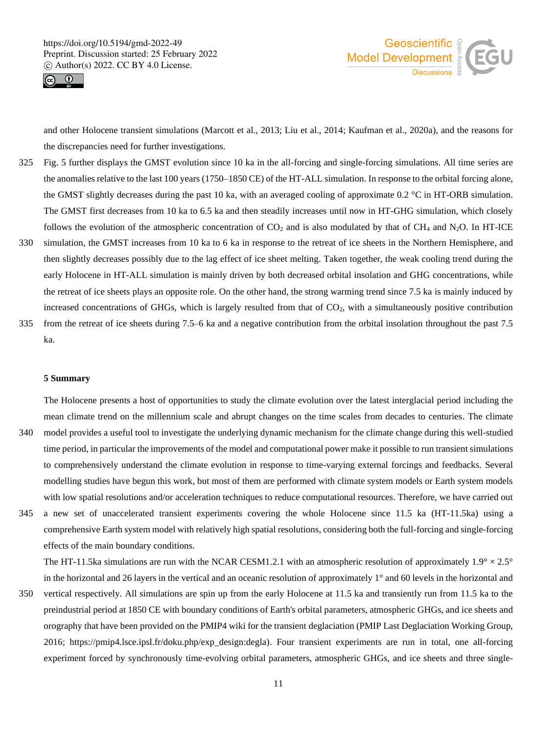and other Holocene transient simulations (Marcott et al., 2013; Liu et al., 2014; Kaufman et al., 2020a), and the reasons for the discrepancies need for further investigations.

Fig. 5 further displays the GMST evolution since 10 ka in the all-forcing and single-forcing simulations. All time series are the anomalies relative to the last 100 years (1750–1850 CE) of the HT-ALL simulation. In response to the orbital forcing alone, the GMST slightly decreases during the past 10 ka, with an averaged cooling of approximate 0.2 °C in HT-ORB simulation. The GMST first decreases from 10 ka to 6.5 ka and then steadily increases until now in HT-GHG simulation, which closely follows the evolution of the atmospheric concentration of $CO_2$ and is also modulated by that of $CH_4$ and $N_2O$. In HT-ICE simulation, the GMST increases from 10 ka to 6 ka in response to the retreat of ice sheets in the Northern Hemisphere, and then slightly decreases possibly due to the lag effect of ice sheet melting. Taken together, the weak cooling trend during the early Holocene in HT-ALL simulation is mainly driven by both decreased orbital insolation and GHG concentrations, while the retreat of ice sheets plays an opposite role. On the other hand, the strong warming trend since 7.5 ka is mainly induced by increased concentrations of GHGs, which is largely resulted from that of $CO_2$, with a simultaneously positive contribution from the retreat of ice sheets during 7.5–6 ka and a negative contribution from the orbital insolation throughout the past 7.5 ka.

## 5 Summary

The Holocene presents a host of opportunities to study the climate evolution over the latest interglacial period including the mean climate trend on the millennium scale and abrupt changes on the time scales from decades to centuries. The climate model provides a useful tool to investigate the underlying dynamic mechanism for the climate change during this well-studied time period, in particular the improvements of the model and computational power make it possible to run transient simulations to comprehensively understand the climate evolution in response to time-varying external forcings and feedbacks. Several modelling studies have begun this work, but most of them are performed with climate system models or Earth system models with low spatial resolutions and/or acceleration techniques to reduce computational resources. Therefore, we have carried out a new set of unaccelerated transient experiments covering the whole Holocene since 11.5 ka (HT-11.5ka) using a comprehensive Earth system model with relatively high spatial resolutions, considering both the full-forcing and single-forcing effects of the main boundary conditions.

The HT-11.5ka simulations are run with the NCAR CESM1.2.1 with an atmospheric resolution of approximately 1.9° × 2.5° in the horizontal and 26 layers in the vertical and an oceanic resolution of approximately 1° and 60 levels in the horizontal and vertical respectively. All simulations are spin up from the early Holocene at 11.5 ka and transiently run from 11.5 ka to the preindustrial period at 1850 CE with boundary conditions of Earth's orbital parameters, atmospheric GHGs, and ice sheets and orography that have been provided on the PMIP4 wiki for the transient deglaciation (PMIP Last Deglaciation Working Group, 2016; https://pmip4.lsce.ipsl.fr/doku.php/exp_design:degla). Four transient experiments are run in total, one all-forcing experiment forced by synchronously time-evolving orbital parameters, atmospheric GHGs, and ice sheets and three single-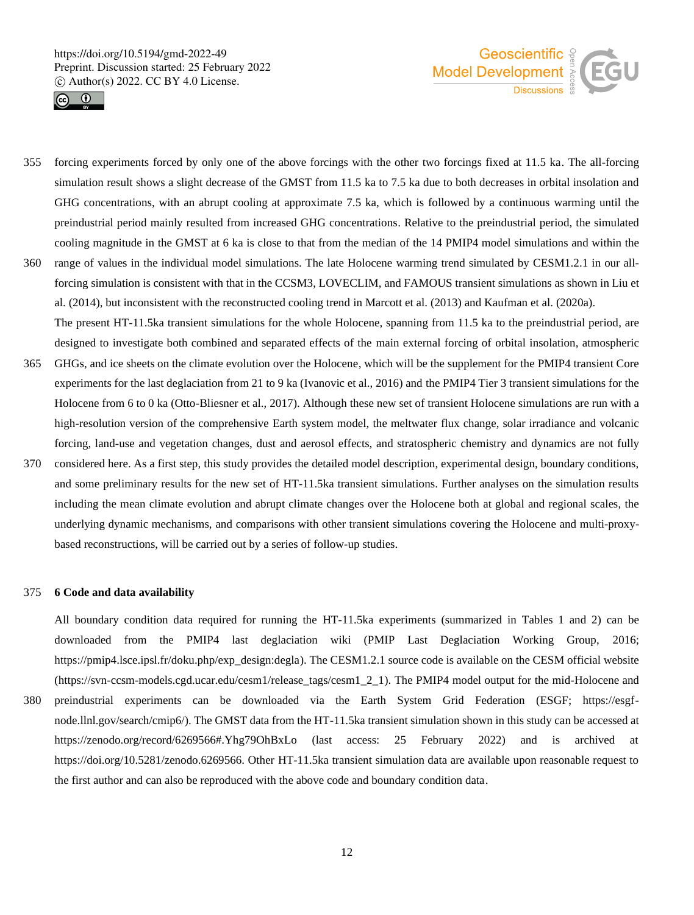forcing experiments forced by only one of the above forcings with the other two forcings fixed at 11.5 ka. The all-forcing simulation result shows a slight decrease of the GMST from 11.5 ka to 7.5 ka due to both decreases in orbital insolation and GHG concentrations, with an abrupt cooling at approximate 7.5 ka, which is followed by a continuous warming until the preindustrial period mainly resulted from increased GHG concentrations. Relative to the preindustrial period, the simulated cooling magnitude in the GMST at 6 ka is close to that from the median of the 14 PMIP4 model simulations and within the range of values in the individual model simulations. The late Holocene warming trend simulated by CESM1.2.1 in our all-forcing simulation is consistent with that in the CCSM3, LOVECLIM, and FAMOUS transient simulations as shown in Liu et al. (2014), but inconsistent with the reconstructed cooling trend in Marcott et al. (2013) and Kaufman et al. (2020a).

The present HT-11.5ka transient simulations for the whole Holocene, spanning from 11.5 ka to the preindustrial period, are designed to investigate both combined and separated effects of the main external forcing of orbital insolation, atmospheric GHGs, and ice sheets on the climate evolution over the Holocene, which will be the supplement for the PMIP4 transient Core experiments for the last deglaciation from 21 to 9 ka (Ivanovic et al., 2016) and the PMIP4 Tier 3 transient simulations for the Holocene from 6 to 0 ka (Otto-Bliesner et al., 2017). Although these new set of transient Holocene simulations are run with a high-resolution version of the comprehensive Earth system model, the meltwater flux change, solar irradiance and volcanic forcing, land-use and vegetation changes, dust and aerosol effects, and stratospheric chemistry and dynamics are not fully considered here. As a first step, this study provides the detailed model description, experimental design, boundary conditions, and some preliminary results for the new set of HT-11.5ka transient simulations. Further analyses on the simulation results including the mean climate evolution and abrupt climate changes over the Holocene both at global and regional scales, the underlying dynamic mechanisms, and comparisons with other transient simulations covering the Holocene and multi-proxy-based reconstructions, will be carried out by a series of follow-up studies.

## 6 Code and data availability

All boundary condition data required for running the HT-11.5ka experiments (summarized in Tables 1 and 2) can be downloaded from the PMIP4 last deglaciation wiki (PMIP Last Deglaciation Working Group, 2016; https://pmip4.lsce.ipsl.fr/doku.php/exp_design:degla). The CESM1.2.1 source code is available on the CESM official website (https://svn-ccsm-models.cgd.ucar.edu/cesm1/release_tags/cesm1_2_1). The PMIP4 model output for the mid-Holocene and preindustrial experiments can be downloaded via the Earth System Grid Federation (ESGF; https://esgf-node.llnl.gov/search/cmip6/). The GMST data from the HT-11.5ka transient simulation shown in this study can be accessed at https://zenodo.org/record/6269566#.Yhg79OhBxLo (last access: 25 February 2022) and is archived at https://doi.org/10.5281/zenodo.6269566. Other HT-11.5ka transient simulation data are available upon reasonable request to the first author and can also be reproduced with the above code and boundary condition data.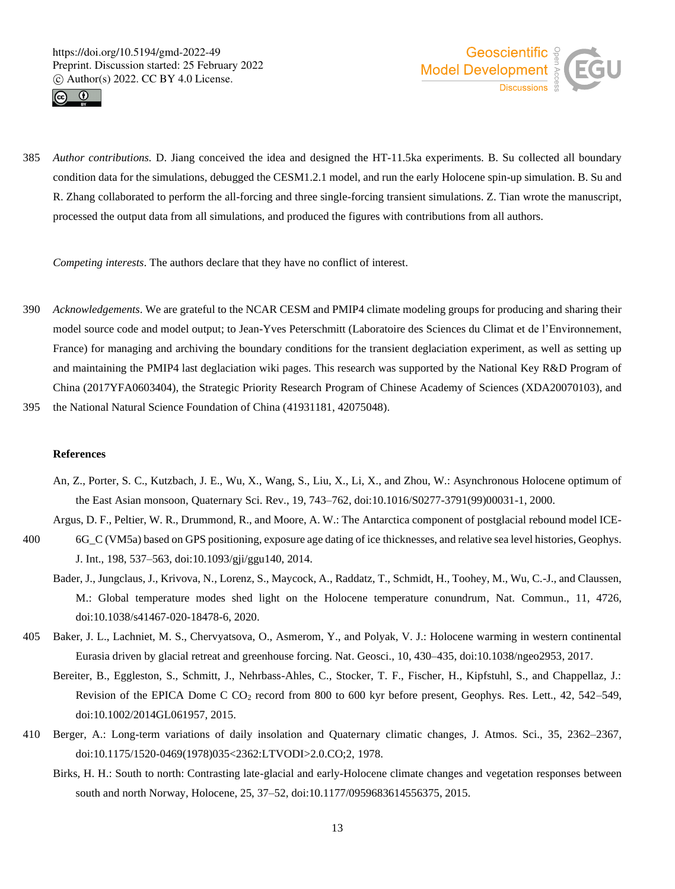*Author contributions.* D. Jiang conceived the idea and designed the HT-11.5ka experiments. B. Su collected all boundary condition data for the simulations, debugged the CESM1.2.1 model, and run the early Holocene spin-up simulation. B. Su and R. Zhang collaborated to perform the all-forcing and three single-forcing transient simulations. Z. Tian wrote the manuscript, processed the output data from all simulations, and produced the figures with contributions from all authors.

*Competing interests*. The authors declare that they have no conflict of interest.

*Acknowledgements*. We are grateful to the NCAR CESM and PMIP4 climate modeling groups for producing and sharing their model source code and model output; to Jean-Yves Peterschmitt (Laboratoire des Sciences du Climat et de l'Environnement, France) for managing and archiving the boundary conditions for the transient deglaciation experiment, as well as setting up and maintaining the PMIP4 last deglaciation wiki pages. This research was supported by the National Key R&D Program of China (2017YFA0603404), the Strategic Priority Research Program of Chinese Academy of Sciences (XDA20070103), and the National Natural Science Foundation of China (41931181, 42075048).

**References**

An, Z., Porter, S. C., Kutzbach, J. E., Wu, X., Wang, S., Liu, X., Li, X., and Zhou, W.: Asynchronous Holocene optimum of the East Asian monsoon, Quaternary Sci. Rev., 19, 743–762, doi:10.1016/S0277-3791(99)00031-1, 2000.

Argus, D. F., Peltier, W. R., Drummond, R., and Moore, A. W.: The Antarctica component of postglacial rebound model ICE-6G_C (VM5a) based on GPS positioning, exposure age dating of ice thicknesses, and relative sea level histories, Geophys. J. Int., 198, 537–563, doi:10.1093/gji/ggu140, 2014.

Bader, J., Jungclaus, J., Krivova, N., Lorenz, S., Maycock, A., Raddatz, T., Schmidt, H., Toohey, M., Wu, C.-J., and Claussen, M.: Global temperature modes shed light on the Holocene temperature conundrum, Nat. Commun., 11, 4726, doi:10.1038/s41467-020-18478-6, 2020.

Baker, J. L., Lachniet, M. S., Chervyatsova, O., Asmerom, Y., and Polyak, V. J.: Holocene warming in western continental Eurasia driven by glacial retreat and greenhouse forcing. Nat. Geosci., 10, 430–435, doi:10.1038/ngeo2953, 2017.

Bereiter, B., Eggleston, S., Schmitt, J., Nehrbass-Ahles, C., Stocker, T. F., Fischer, H., Kipfstuhl, S., and Chappellaz, J.: Revision of the EPICA Dome C $CO_2$ record from 800 to 600 kyr before present, Geophys. Res. Lett., 42, 542–549, doi:10.1002/2014GL061957, 2015.

Berger, A.: Long-term variations of daily insolation and Quaternary climatic changes, J. Atmos. Sci., 35, 2362–2367, doi:10.1175/1520-0469(1978)035<2362:LTVODI>2.0.CO;2, 1978.

Birks, H. H.: South to north: Contrasting late-glacial and early-Holocene climate changes and vegetation responses between south and north Norway, Holocene, 25, 37–52, doi:10.1177/0959683614556375, 2015.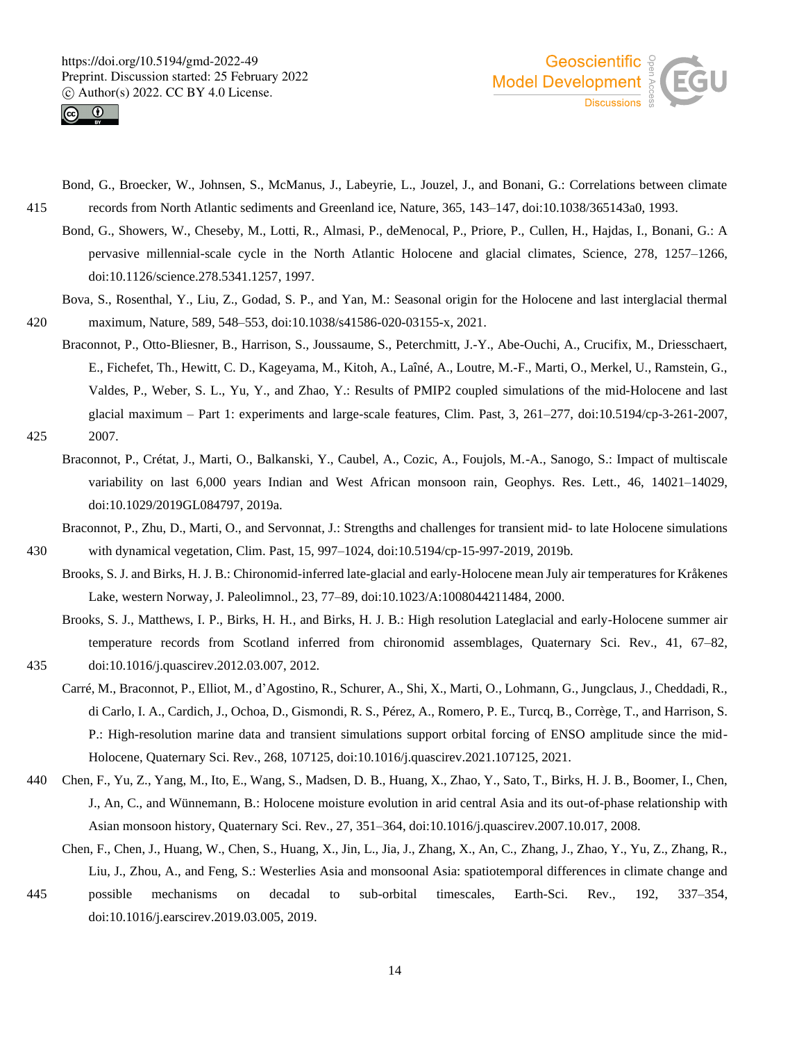Bond, G., Broecker, W., Johnsen, S., McManus, J., Labeyrie, L., Jouzel, J., and Bonani, G.: Correlations between climate records from North Atlantic sediments and Greenland ice, Nature, 365, 143–147, doi:10.1038/365143a0, 1993.

Bond, G., Showers, W., Cheseby, M., Lotti, R., Almasi, P., deMenocal, P., Priore, P., Cullen, H., Hajdas, I., Bonani, G.: A pervasive millennial-scale cycle in the North Atlantic Holocene and glacial climates, Science, 278, 1257–1266, doi:10.1126/science.278.5341.1257, 1997.

Bova, S., Rosenthal, Y., Liu, Z., Godad, S. P., and Yan, M.: Seasonal origin for the Holocene and last interglacial thermal maximum, Nature, 589, 548–553, doi:10.1038/s41586-020-03155-x, 2021.

Braconnot, P., Otto-Bliesner, B., Harrison, S., Joussaume, S., Peterchmitt, J.-Y., Abe-Ouchi, A., Crucifix, M., Driesschaert, E., Fichefet, Th., Hewitt, C. D., Kageyama, M., Kitoh, A., Laîné, A., Loutre, M.-F., Marti, O., Merkel, U., Ramstein, G., Valdes, P., Weber, S. L., Yu, Y., and Zhao, Y.: Results of PMIP2 coupled simulations of the mid-Holocene and last glacial maximum – Part 1: experiments and large-scale features, Clim. Past, 3, 261–277, doi:10.5194/cp-3-261-2007, 2007.

Braconnot, P., Crétat, J., Marti, O., Balkanski, Y., Caubel, A., Cozic, A., Foujols, M.-A., Sanogo, S.: Impact of multiscale variability on last 6,000 years Indian and West African monsoon rain, Geophys. Res. Lett., 46, 14021–14029, doi:10.1029/2019GL084797, 2019a.

Braconnot, P., Zhu, D., Marti, O., and Servonnat, J.: Strengths and challenges for transient mid- to late Holocene simulations with dynamical vegetation, Clim. Past, 15, 997–1024, doi:10.5194/cp-15-997-2019, 2019b.

Brooks, S. J. and Birks, H. J. B.: Chironomid-inferred late-glacial and early-Holocene mean July air temperatures for Kråkenes Lake, western Norway, J. Paleolimnol., 23, 77–89, doi:10.1023/A:1008044211484, 2000.

Brooks, S. J., Matthews, I. P., Birks, H. H., and Birks, H. J. B.: High resolution Lateglacial and early-Holocene summer air temperature records from Scotland inferred from chironomid assemblages, Quaternary Sci. Rev., 41, 67–82, doi:10.1016/j.quascirev.2012.03.007, 2012.

Carré, M., Braconnot, P., Elliot, M., d'Agostino, R., Schurer, A., Shi, X., Marti, O., Lohmann, G., Jungclaus, J., Cheddadi, R., di Carlo, I. A., Cardich, J., Ochoa, D., Gismondi, R. S., Pérez, A., Romero, P. E., Turcq, B., Corrège, T., and Harrison, S. P.: High-resolution marine data and transient simulations support orbital forcing of ENSO amplitude since the mid-Holocene, Quaternary Sci. Rev., 268, 107125, doi:10.1016/j.quascirev.2021.107125, 2021.

Chen, F., Yu, Z., Yang, M., Ito, E., Wang, S., Madsen, D. B., Huang, X., Zhao, Y., Sato, T., Birks, H. J. B., Boomer, I., Chen, J., An, C., and Wünnemann, B.: Holocene moisture evolution in arid central Asia and its out-of-phase relationship with Asian monsoon history, Quaternary Sci. Rev., 27, 351–364, doi:10.1016/j.quascirev.2007.10.017, 2008.

Chen, F., Chen, J., Huang, W., Chen, S., Huang, X., Jin, L., Jia, J., Zhang, X., An, C., Zhang, J., Zhao, Y., Yu, Z., Zhang, R., Liu, J., Zhou, A., and Feng, S.: Westerlies Asia and monsoonal Asia: spatiotemporal differences in climate change and possible mechanisms on decadal to sub-orbital timescales, Earth-Sci. Rev., 192, 337–354, doi:10.1016/j.earscirev.2019.03.005, 2019.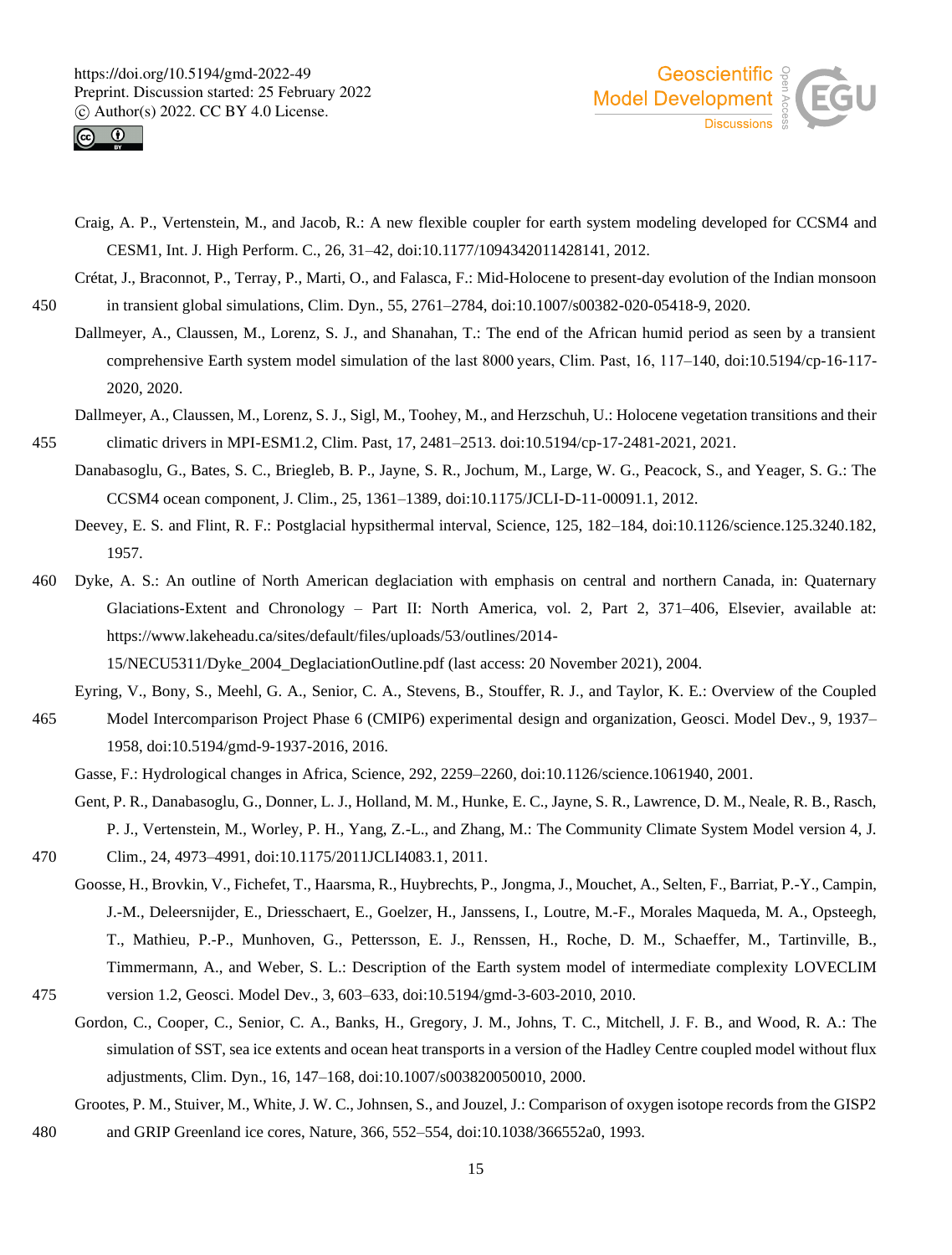Craig, A. P., Vertenstein, M., and Jacob, R.: A new flexible coupler for earth system modeling developed for CCSM4 and CESM1, Int. J. High Perform. C., 26, 31–42, doi:10.1177/1094342011428141, 2012.

Crétat, J., Braconnot, P., Terray, P., Marti, O., and Falasca, F.: Mid-Holocene to present-day evolution of the Indian monsoon in transient global simulations, Clim. Dyn., 55, 2761–2784, doi:10.1007/s00382-020-05418-9, 2020.

Dallmeyer, A., Claussen, M., Lorenz, S. J., and Shanahan, T.: The end of the African humid period as seen by a transient comprehensive Earth system model simulation of the last 8000 years, Clim. Past, 16, 117–140, doi:10.5194/cp-16-117-2020, 2020.

Dallmeyer, A., Claussen, M., Lorenz, S. J., Sigl, M., Toohey, M., and Herzschuh, U.: Holocene vegetation transitions and their climatic drivers in MPI-ESM1.2, Clim. Past, 17, 2481–2513. doi:10.5194/cp-17-2481-2021, 2021.

Danabasoglu, G., Bates, S. C., Briegleb, B. P., Jayne, S. R., Jochum, M., Large, W. G., Peacock, S., and Yeager, S. G.: The CCSM4 ocean component, J. Clim., 25, 1361–1389, doi:10.1175/JCLI-D-11-00091.1, 2012.

Deevey, E. S. and Flint, R. F.: Postglacial hypsithermal interval, Science, 125, 182–184, doi:10.1126/science.125.3240.182, 1957.

Dyke, A. S.: An outline of North American deglaciation with emphasis on central and northern Canada, in: Quaternary Glaciations-Extent and Chronology – Part II: North America, vol. 2, Part 2, 371–406, Elsevier, available at: https://www.lakeheadu.ca/sites/default/files/uploads/53/outlines/2014-15/NECU5311/Dyke_2004_DeglaciationOutline.pdf (last access: 20 November 2021), 2004.

Eyring, V., Bony, S., Meehl, G. A., Senior, C. A., Stevens, B., Stouffer, R. J., and Taylor, K. E.: Overview of the Coupled Model Intercomparison Project Phase 6 (CMIP6) experimental design and organization, Geosci. Model Dev., 9, 1937–1958, doi:10.5194/gmd-9-1937-2016, 2016.

Gasse, F.: Hydrological changes in Africa, Science, 292, 2259–2260, doi:10.1126/science.1061940, 2001.

Gent, P. R., Danabasoglu, G., Donner, L. J., Holland, M. M., Hunke, E. C., Jayne, S. R., Lawrence, D. M., Neale, R. B., Rasch, P. J., Vertenstein, M., Worley, P. H., Yang, Z.-L., and Zhang, M.: The Community Climate System Model version 4, J. Clim., 24, 4973–4991, doi:10.1175/2011JCLI4083.1, 2011.

Goosse, H., Brovkin, V., Fichefet, T., Haarsma, R., Huybrechts, P., Jongma, J., Mouchet, A., Selten, F., Barriat, P.-Y., Campin, J.-M., Deleersnijder, E., Driesschaert, E., Goelzer, H., Janssens, I., Loutre, M.-F., Morales Maqueda, M. A., Opsteegh, T., Mathieu, P.-P., Munhoven, G., Pettersson, E. J., Renssen, H., Roche, D. M., Schaeffer, M., Tartinville, B., Timmermann, A., and Weber, S. L.: Description of the Earth system model of intermediate complexity LOVECLIM version 1.2, Geosci. Model Dev., 3, 603–633, doi:10.5194/gmd-3-603-2010, 2010.

Gordon, C., Cooper, C., Senior, C. A., Banks, H., Gregory, J. M., Johns, T. C., Mitchell, J. F. B., and Wood, R. A.: The simulation of SST, sea ice extents and ocean heat transports in a version of the Hadley Centre coupled model without flux adjustments, Clim. Dyn., 16, 147–168, doi:10.1007/s003820050010, 2000.

Grootes, P. M., Stuiver, M., White, J. W. C., Johnsen, S., and Jouzel, J.: Comparison of oxygen isotope records from the GISP2 and GRIP Greenland ice cores, Nature, 366, 552–554, doi:10.1038/366552a0, 1993.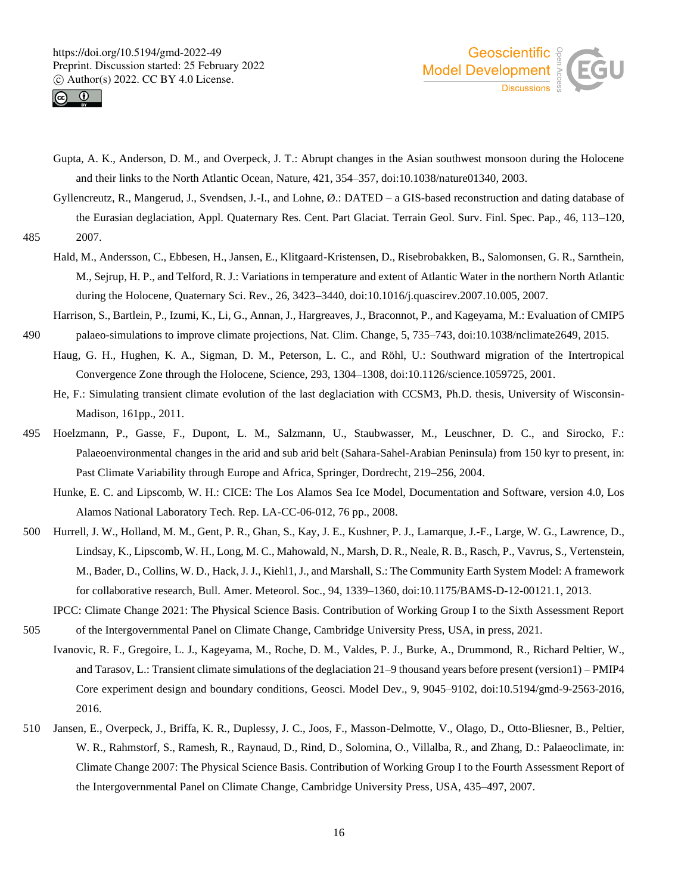Gupta, A. K., Anderson, D. M., and Overpeck, J. T.: Abrupt changes in the Asian southwest monsoon during the Holocene and their links to the North Atlantic Ocean, Nature, 421, 354–357, doi:10.1038/nature01340, 2003.

Gyllencreutz, R., Mangerud, J., Svendsen, J.-I., and Lohne, Ø.: DATED – a GIS-based reconstruction and dating database of the Eurasian deglaciation, Appl. Quaternary Res. Cent. Part Glaciat. Terrain Geol. Surv. Finl. Spec. Pap., 46, 113–120, 2007.

Hald, M., Andersson, C., Ebbesen, H., Jansen, E., Klitgaard-Kristensen, D., Risebrobakken, B., Salomonsen, G. R., Sarnthein, M., Sejrup, H. P., and Telford, R. J.: Variations in temperature and extent of Atlantic Water in the northern North Atlantic during the Holocene, Quaternary Sci. Rev., 26, 3423–3440, doi:10.1016/j.quascirev.2007.10.005, 2007.

Harrison, S., Bartlein, P., Izumi, K., Li, G., Annan, J., Hargreaves, J., Braconnot, P., and Kageyama, M.: Evaluation of CMIP5 palaeo-simulations to improve climate projections, Nat. Clim. Change, 5, 735–743, doi:10.1038/nclimate2649, 2015.

Haug, G. H., Hughen, K. A., Sigman, D. M., Peterson, L. C., and Röhl, U.: Southward migration of the Intertropical Convergence Zone through the Holocene, Science, 293, 1304–1308, doi:10.1126/science.1059725, 2001.

He, F.: Simulating transient climate evolution of the last deglaciation with CCSM3, Ph.D. thesis, University of Wisconsin-Madison, 161pp., 2011.

Hoelzmann, P., Gasse, F., Dupont, L. M., Salzmann, U., Staubwasser, M., Leuschner, D. C., and Sirocko, F.: Palaeoenvironmental changes in the arid and sub arid belt (Sahara-Sahel-Arabian Peninsula) from 150 kyr to present, in: Past Climate Variability through Europe and Africa, Springer, Dordrecht, 219–256, 2004.

Hunke, E. C. and Lipscomb, W. H.: CICE: The Los Alamos Sea Ice Model, Documentation and Software, version 4.0, Los Alamos National Laboratory Tech. Rep. LA-CC-06-012, 76 pp., 2008.

Hurrell, J. W., Holland, M. M., Gent, P. R., Ghan, S., Kay, J. E., Kushner, P. J., Lamarque, J.-F., Large, W. G., Lawrence, D., Lindsay, K., Lipscomb, W. H., Long, M. C., Mahowald, N., Marsh, D. R., Neale, R. B., Rasch, P., Vavrus, S., Vertenstein, M., Bader, D., Collins, W. D., Hack, J. J., Kiehl1, J., and Marshall, S.: The Community Earth System Model: A framework for collaborative research, Bull. Amer. Meteorol. Soc., 94, 1339–1360, doi:10.1175/BAMS-D-12-00121.1, 2013.

IPCC: Climate Change 2021: The Physical Science Basis. Contribution of Working Group I to the Sixth Assessment Report of the Intergovernmental Panel on Climate Change, Cambridge University Press, USA, in press, 2021.

Ivanovic, R. F., Gregoire, L. J., Kageyama, M., Roche, D. M., Valdes, P. J., Burke, A., Drummond, R., Richard Peltier, W., and Tarasov, L.: Transient climate simulations of the deglaciation 21–9 thousand years before present (version1) – PMIP4 Core experiment design and boundary conditions, Geosci. Model Dev., 9, 9045–9102, doi:10.5194/gmd-9-2563-2016, 2016.

Jansen, E., Overpeck, J., Briffa, K. R., Duplessy, J. C., Joos, F., Masson-Delmotte, V., Olago, D., Otto-Bliesner, B., Peltier, W. R., Rahmstorf, S., Ramesh, R., Raynaud, D., Rind, D., Solomina, O., Villalba, R., and Zhang, D.: Palaeoclimate, in: Climate Change 2007: The Physical Science Basis. Contribution of Working Group I to the Fourth Assessment Report of the Intergovernmental Panel on Climate Change, Cambridge University Press, USA, 435–497, 2007.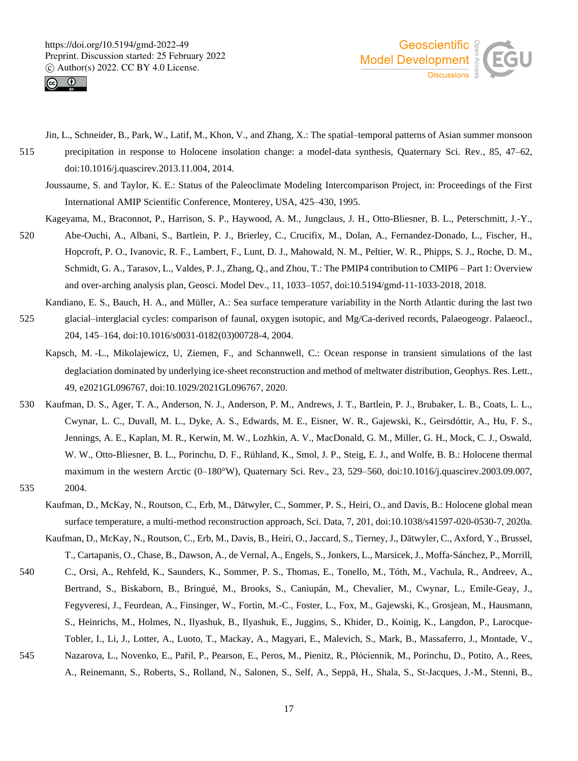Jin, L., Schneider, B., Park, W., Latif, M., Khon, V., and Zhang, X.: The spatial–temporal patterns of Asian summer monsoon precipitation in response to Holocene insolation change: a model-data synthesis, Quaternary Sci. Rev., 85, 47–62, doi:10.1016/j.quascirev.2013.11.004, 2014.

Joussaume, S. and Taylor, K. E.: Status of the Paleoclimate Modeling Intercomparison Project, in: Proceedings of the First International AMIP Scientific Conference, Monterey, USA, 425–430, 1995.

Kageyama, M., Braconnot, P., Harrison, S. P., Haywood, A. M., Jungclaus, J. H., Otto-Bliesner, B. L., Peterschmitt, J.-Y., Abe-Ouchi, A., Albani, S., Bartlein, P. J., Brierley, C., Crucifix, M., Dolan, A., Fernandez-Donado, L., Fischer, H., Hopcroft, P. O., Ivanovic, R. F., Lambert, F., Lunt, D. J., Mahowald, N. M., Peltier, W. R., Phipps, S. J., Roche, D. M., Schmidt, G. A., Tarasov, L., Valdes, P. J., Zhang, Q., and Zhou, T.: The PMIP4 contribution to CMIP6 – Part 1: Overview and over-arching analysis plan, Geosci. Model Dev., 11, 1033–1057, doi:10.5194/gmd-11-1033-2018, 2018.

Kandiano, E. S., Bauch, H. A., and Müller, A.: Sea surface temperature variability in the North Atlantic during the last two glacial–interglacial cycles: comparison of faunal, oxygen isotopic, and Mg/Ca-derived records, Palaeogeogr. Palaeocl., 204, 145–164, doi:10.1016/s0031-0182(03)00728-4, 2004.

Kapsch, M. -L., Mikolajewicz, U, Ziemen, F., and Schannwell, C.: Ocean response in transient simulations of the last deglaciation dominated by underlying ice-sheet reconstruction and method of meltwater distribution, Geophys. Res. Lett., 49, e2021GL096767, doi:10.1029/2021GL096767, 2020.

Kaufman, D. S., Ager, T. A., Anderson, N. J., Anderson, P. M., Andrews, J. T., Bartlein, P. J., Brubaker, L. B., Coats, L. L., Cwynar, L. C., Duvall, M. L., Dyke, A. S., Edwards, M. E., Eisner, W. R., Gajewski, K., Geirsdóttir, A., Hu, F. S., Jennings, A. E., Kaplan, M. R., Kerwin, M. W., Lozhkin, A. V., MacDonald, G. M., Miller, G. H., Mock, C. J., Oswald, W. W., Otto-Bliesner, B. L., Porinchu, D. F., Rühland, K., Smol, J. P., Steig, E. J., and Wolfe, B. B.: Holocene thermal maximum in the western Arctic (0–180°W), Quaternary Sci. Rev., 23, 529–560, doi:10.1016/j.quascirev.2003.09.007, 2004.

Kaufman, D., McKay, N., Routson, C., Erb, M., Dätwyler, C., Sommer, P. S., Heiri, O., and Davis, B.: Holocene global mean surface temperature, a multi-method reconstruction approach, Sci. Data, 7, 201, doi:10.1038/s41597-020-0530-7, 2020a.

Kaufman, D., McKay, N., Routson, C., Erb, M., Davis, B., Heiri, O., Jaccard, S., Tierney, J., Dätwyler, C., Axford, Y., Brussel, T., Cartapanis, O., Chase, B., Dawson, A., de Vernal, A., Engels, S., Jonkers, L., Marsicek, J., Moffa-Sánchez, P., Morrill, C., Orsi, A., Rehfeld, K., Saunders, K., Sommer, P. S., Thomas, E., Tonello, M., Tóth, M., Vachula, R., Andreev, A., Bertrand, S., Biskaborn, B., Bringué, M., Brooks, S., Caniupán, M., Chevalier, M., Cwynar, L., Emile-Geay, J., Fegyveresi, J., Feurdean, A., Finsinger, W., Fortin, M.-C., Foster, L., Fox, M., Gajewski, K., Grosjean, M., Hausmann, S., Heinrichs, M., Holmes, N., Ilyashuk, B., Ilyashuk, E., Juggins, S., Khider, D., Koinig, K., Langdon, P., Larocque-Tobler, I., Li, J., Lotter, A., Luoto, T., Mackay, A., Magyari, E., Malevich, S., Mark, B., Massaferro, J., Montade, V., Nazarova, L., Novenko, E., Pařil, P., Pearson, E., Peros, M., Pienitz, R., Płóciennik, M., Porinchu, D., Potito, A., Rees, A., Reinemann, S., Roberts, S., Rolland, N., Salonen, S., Self, A., Seppä, H., Shala, S., St-Jacques, J.-M., Stenni, B.,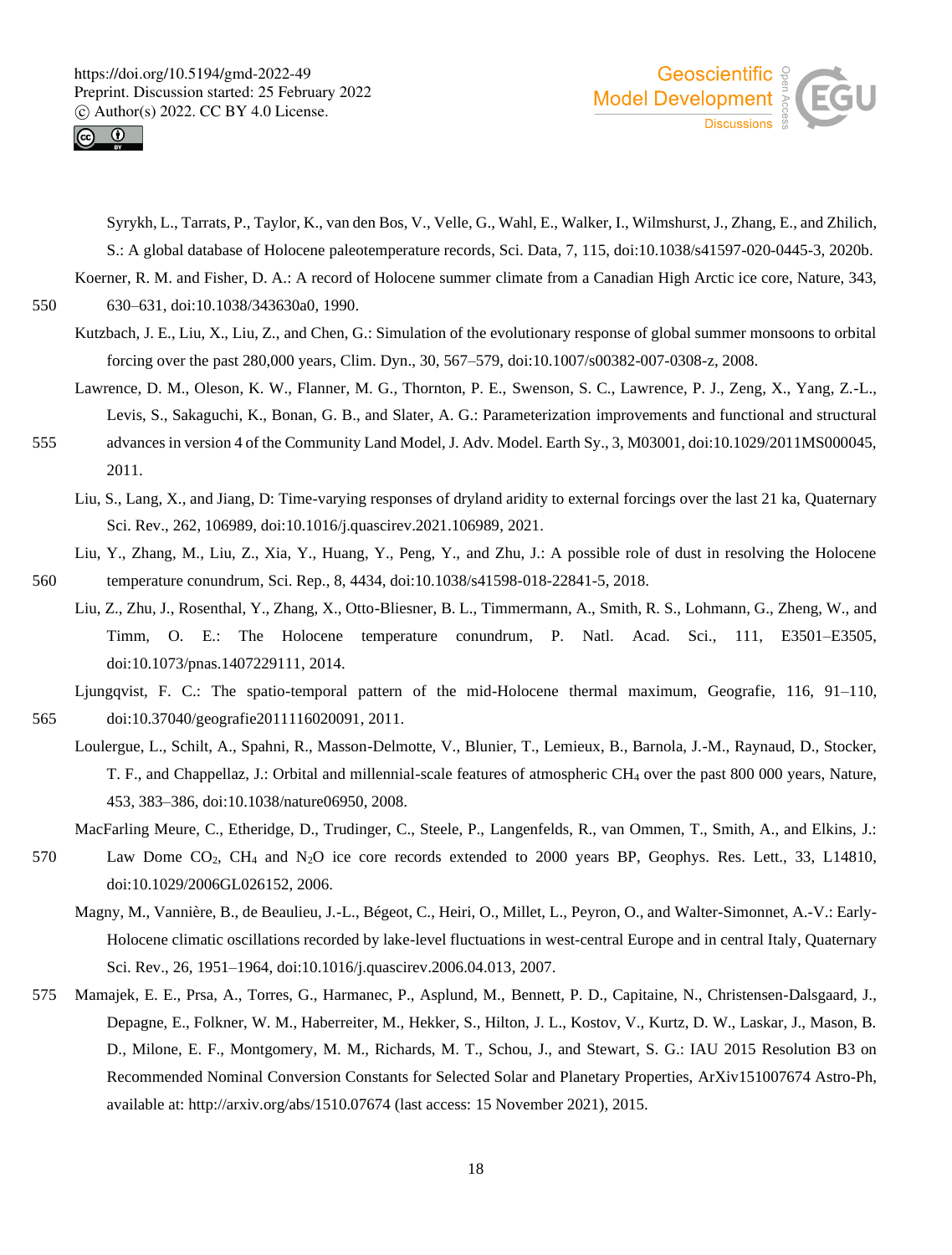Syrykh, L., Tarrats, P., Taylor, K., van den Bos, V., Velle, G., Wahl, E., Walker, I., Wilmshurst, J., Zhang, E., and Zhilich, S.: A global database of Holocene paleotemperature records, Sci. Data, 7, 115, doi:10.1038/s41597-020-0445-3, 2020b.

Koerner, R. M. and Fisher, D. A.: A record of Holocene summer climate from a Canadian High Arctic ice core, Nature, 343, 630–631, doi:10.1038/343630a0, 1990.

Kutzbach, J. E., Liu, X., Liu, Z., and Chen, G.: Simulation of the evolutionary response of global summer monsoons to orbital forcing over the past 280,000 years, Clim. Dyn., 30, 567–579, doi:10.1007/s00382-007-0308-z, 2008.

Lawrence, D. M., Oleson, K. W., Flanner, M. G., Thornton, P. E., Swenson, S. C., Lawrence, P. J., Zeng, X., Yang, Z.-L., Levis, S., Sakaguchi, K., Bonan, G. B., and Slater, A. G.: Parameterization improvements and functional and structural advances in version 4 of the Community Land Model, J. Adv. Model. Earth Sy., 3, M03001, doi:10.1029/2011MS000045, 2011.

Liu, S., Lang, X., and Jiang, D: Time-varying responses of dryland aridity to external forcings over the last 21 ka, Quaternary Sci. Rev., 262, 106989, doi:10.1016/j.quascirev.2021.106989, 2021.

Liu, Y., Zhang, M., Liu, Z., Xia, Y., Huang, Y., Peng, Y., and Zhu, J.: A possible role of dust in resolving the Holocene temperature conundrum, Sci. Rep., 8, 4434, doi:10.1038/s41598-018-22841-5, 2018.

Liu, Z., Zhu, J., Rosenthal, Y., Zhang, X., Otto-Bliesner, B. L., Timmermann, A., Smith, R. S., Lohmann, G., Zheng, W., and Timm, O. E.: The Holocene temperature conundrum, P. Natl. Acad. Sci., 111, E3501–E3505, doi:10.1073/pnas.1407229111, 2014.

Ljungqvist, F. C.: The spatio-temporal pattern of the mid-Holocene thermal maximum, Geografie, 116, 91–110, doi:10.37040/geografie2011116020091, 2011.

Loulergue, L., Schilt, A., Spahni, R., Masson-Delmotte, V., Blunier, T., Lemieux, B., Barnola, J.-M., Raynaud, D., Stocker, T. F., and Chappellaz, J.: Orbital and millennial-scale features of atmospheric $CH_4$ over the past 800 000 years, Nature, 453, 383–386, doi:10.1038/nature06950, 2008.

MacFarling Meure, C., Etheridge, D., Trudinger, C., Steele, P., Langenfelds, R., van Ommen, T., Smith, A., and Elkins, J.: Law Dome $CO_2$, $CH_4$ and $N_2O$ ice core records extended to 2000 years BP, Geophys. Res. Lett., 33, L14810, doi:10.1029/2006GL026152, 2006.

Magny, M., Vannière, B., de Beaulieu, J.-L., Bégeot, C., Heiri, O., Millet, L., Peyron, O., and Walter-Simonnet, A.-V.: Early-Holocene climatic oscillations recorded by lake-level fluctuations in west-central Europe and in central Italy, Quaternary Sci. Rev., 26, 1951–1964, doi:10.1016/j.quascirev.2006.04.013, 2007.

Mamajek, E. E., Prsa, A., Torres, G., Harmanec, P., Asplund, M., Bennett, P. D., Capitaine, N., Christensen-Dalsgaard, J., Depagne, E., Folkner, W. M., Haberreiter, M., Hekker, S., Hilton, J. L., Kostov, V., Kurtz, D. W., Laskar, J., Mason, B. D., Milone, E. F., Montgomery, M. M., Richards, M. T., Schou, J., and Stewart, S. G.: IAU 2015 Resolution B3 on Recommended Nominal Conversion Constants for Selected Solar and Planetary Properties, ArXiv151007674 Astro-Ph, available at: http://arxiv.org/abs/1510.07674 (last access: 15 November 2021), 2015.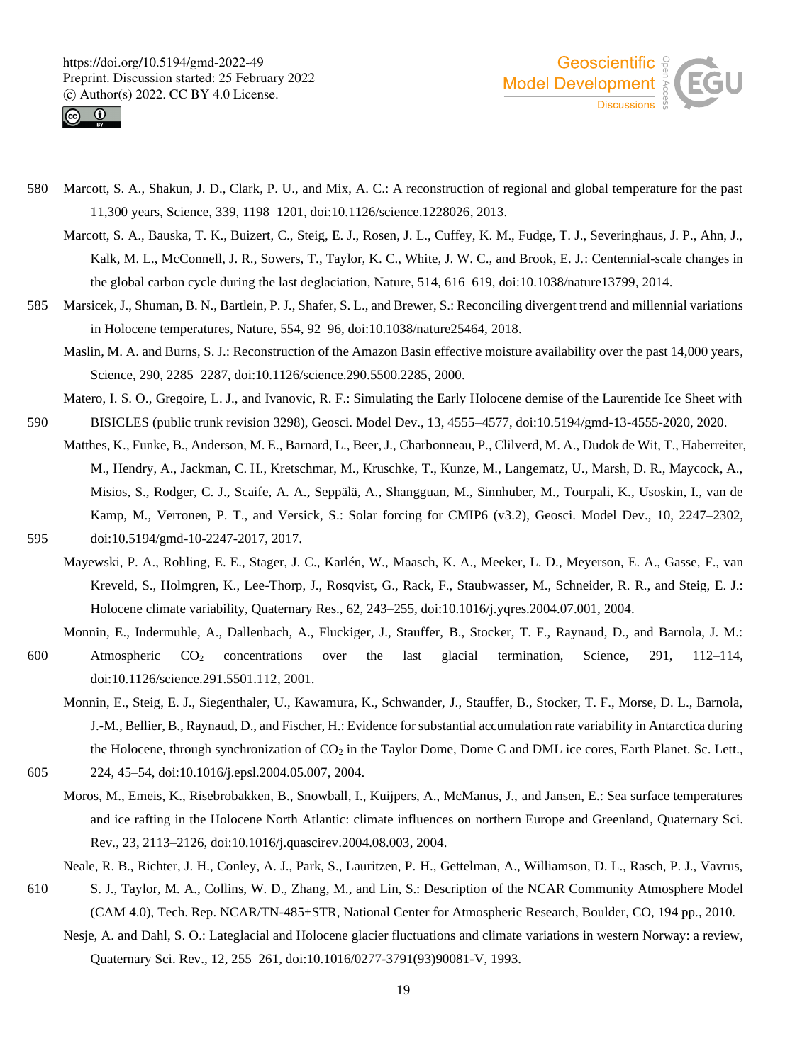Marcott, S. A., Shakun, J. D., Clark, P. U., and Mix, A. C.: A reconstruction of regional and global temperature for the past 11,300 years, Science, 339, 1198–1201, doi:10.1126/science.1228026, 2013.

Marcott, S. A., Bauska, T. K., Buizert, C., Steig, E. J., Rosen, J. L., Cuffey, K. M., Fudge, T. J., Severinghaus, J. P., Ahn, J., Kalk, M. L., McConnell, J. R., Sowers, T., Taylor, K. C., White, J. W. C., and Brook, E. J.: Centennial-scale changes in the global carbon cycle during the last deglaciation, Nature, 514, 616–619, doi:10.1038/nature13799, 2014.

Marsicek, J., Shuman, B. N., Bartlein, P. J., Shafer, S. L., and Brewer, S.: Reconciling divergent trend and millennial variations in Holocene temperatures, Nature, 554, 92–96, doi:10.1038/nature25464, 2018.

Maslin, M. A. and Burns, S. J.: Reconstruction of the Amazon Basin effective moisture availability over the past 14,000 years, Science, 290, 2285–2287, doi:10.1126/science.290.5500.2285, 2000.

Matero, I. S. O., Gregoire, L. J., and Ivanovic, R. F.: Simulating the Early Holocene demise of the Laurentide Ice Sheet with BISICLES (public trunk revision 3298), Geosci. Model Dev., 13, 4555–4577, doi:10.5194/gmd-13-4555-2020, 2020.

Matthes, K., Funke, B., Anderson, M. E., Barnard, L., Beer, J., Charbonneau, P., Clilverd, M. A., Dudok de Wit, T., Haberreiter, M., Hendry, A., Jackman, C. H., Kretschmar, M., Kruschke, T., Kunze, M., Langematz, U., Marsh, D. R., Maycock, A., Misios, S., Rodger, C. J., Scaife, A. A., Seppälä, A., Shangguan, M., Sinnhuber, M., Tourpali, K., Usoskin, I., van de Kamp, M., Verronen, P. T., and Versick, S.: Solar forcing for CMIP6 (v3.2), Geosci. Model Dev., 10, 2247–2302, doi:10.5194/gmd-10-2247-2017, 2017.

Mayewski, P. A., Rohling, E. E., Stager, J. C., Karlén, W., Maasch, K. A., Meeker, L. D., Meyerson, E. A., Gasse, F., van Kreveld, S., Holmgren, K., Lee-Thorp, J., Rosqvist, G., Rack, F., Staubwasser, M., Schneider, R. R., and Steig, E. J.: Holocene climate variability, Quaternary Res., 62, 243–255, doi:10.1016/j.yqres.2004.07.001, 2004.

Monnin, E., Indermuhle, A., Dallenbach, A., Fluckiger, J., Stauffer, B., Stocker, T. F., Raynaud, D., and Barnola, J. M.: Atmospheric $CO_2$ concentrations over the last glacial termination, Science, 291, 112–114, doi:10.1126/science.291.5501.112, 2001.

Monnin, E., Steig, E. J., Siegenthaler, U., Kawamura, K., Schwander, J., Stauffer, B., Stocker, T. F., Morse, D. L., Barnola, J.-M., Bellier, B., Raynaud, D., and Fischer, H.: Evidence for substantial accumulation rate variability in Antarctica during the Holocene, through synchronization of $CO_2$ in the Taylor Dome, Dome C and DML ice cores, Earth Planet. Sc. Lett., 224, 45–54, doi:10.1016/j.epsl.2004.05.007, 2004.

Moros, M., Emeis, K., Risebrobakken, B., Snowball, I., Kuijpers, A., McManus, J., and Jansen, E.: Sea surface temperatures and ice rafting in the Holocene North Atlantic: climate influences on northern Europe and Greenland, Quaternary Sci. Rev., 23, 2113–2126, doi:10.1016/j.quascirev.2004.08.003, 2004.

Neale, R. B., Richter, J. H., Conley, A. J., Park, S., Lauritzen, P. H., Gettelman, A., Williamson, D. L., Rasch, P. J., Vavrus, S. J., Taylor, M. A., Collins, W. D., Zhang, M., and Lin, S.: Description of the NCAR Community Atmosphere Model (CAM 4.0), Tech. Rep. NCAR/TN-485+STR, National Center for Atmospheric Research, Boulder, CO, 194 pp., 2010.

Nesje, A. and Dahl, S. O.: Lateglacial and Holocene glacier fluctuations and climate variations in western Norway: a review, Quaternary Sci. Rev., 12, 255–261, doi:10.1016/0277-3791(93)90081-V, 1993.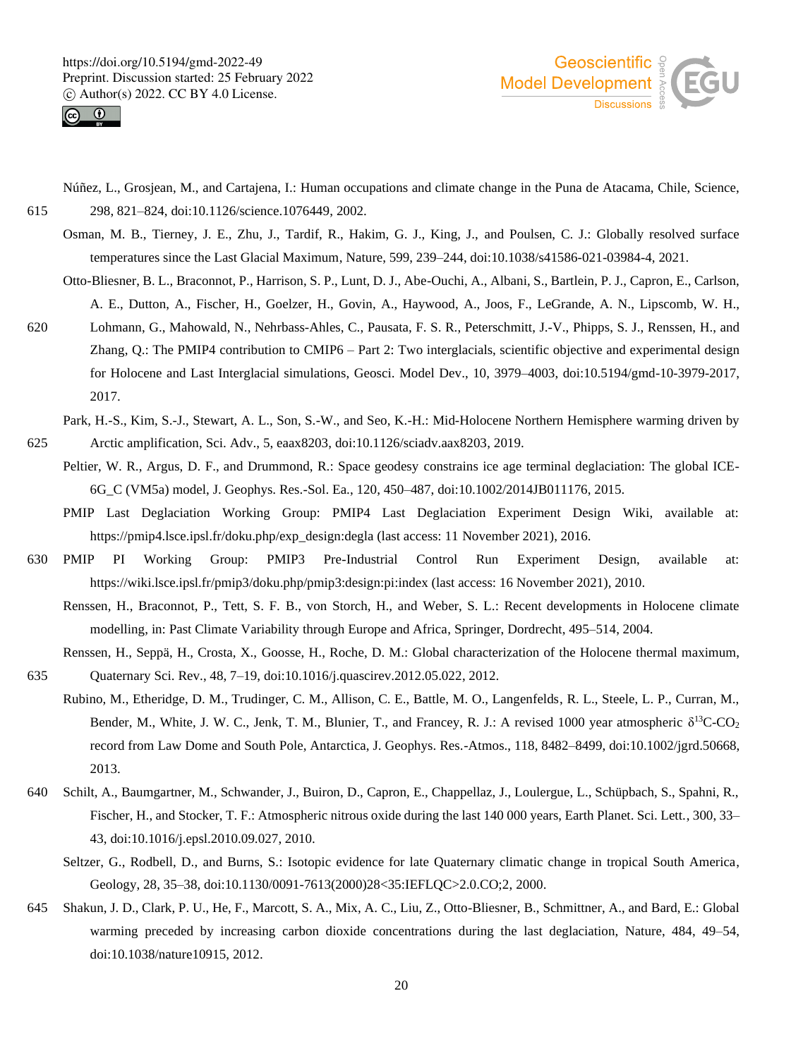Núñez, L., Grosjean, M., and Cartajena, I.: Human occupations and climate change in the Puna de Atacama, Chile, Science, 298, 821–824, doi:10.1126/science.1076449, 2002.

Osman, M. B., Tierney, J. E., Zhu, J., Tardif, R., Hakim, G. J., King, J., and Poulsen, C. J.: Globally resolved surface temperatures since the Last Glacial Maximum, Nature, 599, 239–244, doi:10.1038/s41586-021-03984-4, 2021.

Otto-Bliesner, B. L., Braconnot, P., Harrison, S. P., Lunt, D. J., Abe-Ouchi, A., Albani, S., Bartlein, P. J., Capron, E., Carlson, A. E., Dutton, A., Fischer, H., Goelzer, H., Govin, A., Haywood, A., Joos, F., LeGrande, A. N., Lipscomb, W. H., Lohmann, G., Mahowald, N., Nehrbass-Ahles, C., Pausata, F. S. R., Peterschmitt, J.-V., Phipps, S. J., Renssen, H., and Zhang, Q.: The PMIP4 contribution to CMIP6 – Part 2: Two interglacials, scientific objective and experimental design for Holocene and Last Interglacial simulations, Geosci. Model Dev., 10, 3979–4003, doi:10.5194/gmd-10-3979-2017, 2017.

Park, H.-S., Kim, S.-J., Stewart, A. L., Son, S.-W., and Seo, K.-H.: Mid-Holocene Northern Hemisphere warming driven by Arctic amplification, Sci. Adv., 5, eaax8203, doi:10.1126/sciadv.aax8203, 2019.

Peltier, W. R., Argus, D. F., and Drummond, R.: Space geodesy constrains ice age terminal deglaciation: The global ICE-6G_C (VM5a) model, J. Geophys. Res.-Sol. Ea., 120, 450–487, doi:10.1002/2014JB011176, 2015.

PMIP Last Deglaciation Working Group: PMIP4 Last Deglaciation Experiment Design Wiki, available at: https://pmip4.lsce.ipsl.fr/doku.php/exp_design:degla (last access: 11 November 2021), 2016.

PMIP PI Working Group: PMIP3 Pre-Industrial Control Run Experiment Design, available at: https://wiki.lsce.ipsl.fr/pmip3/doku.php/pmip3:design:pi:index (last access: 16 November 2021), 2010.

Renssen, H., Braconnot, P., Tett, S. F. B., von Storch, H., and Weber, S. L.: Recent developments in Holocene climate modelling, in: Past Climate Variability through Europe and Africa, Springer, Dordrecht, 495–514, 2004.

Renssen, H., Seppä, H., Crosta, X., Goosse, H., Roche, D. M.: Global characterization of the Holocene thermal maximum, Quaternary Sci. Rev., 48, 7–19, doi:10.1016/j.quascirev.2012.05.022, 2012.

Rubino, M., Etheridge, D. M., Trudinger, C. M., Allison, C. E., Battle, M. O., Langenfelds, R. L., Steele, L. P., Curran, M., Bender, M., White, J. W. C., Jenk, T. M., Blunier, T., and Francey, R. J.: A revised 1000 year atmospheric $\delta^{13}C$-$CO_2$ record from Law Dome and South Pole, Antarctica, J. Geophys. Res.-Atmos., 118, 8482–8499, doi:10.1002/jgrd.50668, 2013.

Schilt, A., Baumgartner, M., Schwander, J., Buiron, D., Capron, E., Chappellaz, J., Loulergue, L., Schüpbach, S., Spahni, R., Fischer, H., and Stocker, T. F.: Atmospheric nitrous oxide during the last 140 000 years, Earth Planet. Sci. Lett., 300, 33–43, doi:10.1016/j.epsl.2010.09.027, 2010.

Seltzer, G., Rodbell, D., and Burns, S.: Isotopic evidence for late Quaternary climatic change in tropical South America, Geology, 28, 35–38, doi:10.1130/0091-7613(2000)28<35:IEFLQC>2.0.CO;2, 2000.

Shakun, J. D., Clark, P. U., He, F., Marcott, S. A., Mix, A. C., Liu, Z., Otto-Bliesner, B., Schmittner, A., and Bard, E.: Global warming preceded by increasing carbon dioxide concentrations during the last deglaciation, Nature, 484, 49–54, doi:10.1038/nature10915, 2012.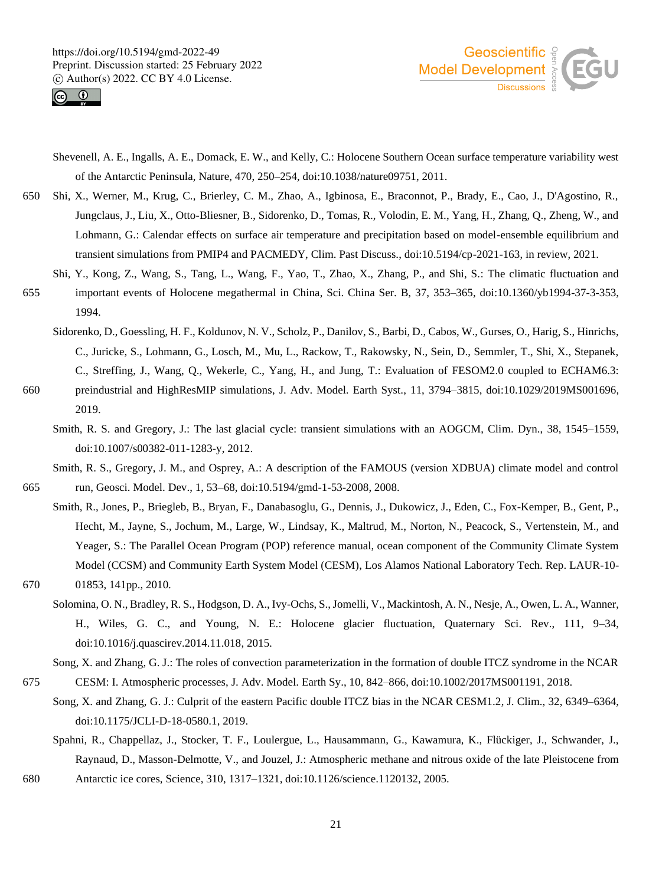Shevenell, A. E., Ingalls, A. E., Domack, E. W., and Kelly, C.: Holocene Southern Ocean surface temperature variability west of the Antarctic Peninsula, Nature, 470, 250–254, doi:10.1038/nature09751, 2011.

Shi, X., Werner, M., Krug, C., Brierley, C. M., Zhao, A., Igbinosa, E., Braconnot, P., Brady, E., Cao, J., D'Agostino, R., Jungclaus, J., Liu, X., Otto-Bliesner, B., Sidorenko, D., Tomas, R., Volodin, E. M., Yang, H., Zhang, Q., Zheng, W., and Lohmann, G.: Calendar effects on surface air temperature and precipitation based on model-ensemble equilibrium and transient simulations from PMIP4 and PACMEDY, Clim. Past Discuss., doi:10.5194/cp-2021-163, in review, 2021.

Shi, Y., Kong, Z., Wang, S., Tang, L., Wang, F., Yao, T., Zhao, X., Zhang, P., and Shi, S.: The climatic fluctuation and important events of Holocene megathermal in China, Sci. China Ser. B, 37, 353–365, doi:10.1360/yb1994-37-3-353, 1994.

Sidorenko, D., Goessling, H. F., Koldunov, N. V., Scholz, P., Danilov, S., Barbi, D., Cabos, W., Gurses, O., Harig, S., Hinrichs, C., Juricke, S., Lohmann, G., Losch, M., Mu, L., Rackow, T., Rakowsky, N., Sein, D., Semmler, T., Shi, X., Stepanek, C., Streffing, J., Wang, Q., Wekerle, C., Yang, H., and Jung, T.: Evaluation of FESOM2.0 coupled to ECHAM6.3: preindustrial and HighResMIP simulations, J. Adv. Model. Earth Syst., 11, 3794–3815, doi:10.1029/2019MS001696, 2019.

Smith, R. S. and Gregory, J.: The last glacial cycle: transient simulations with an AOGCM, Clim. Dyn., 38, 1545–1559, doi:10.1007/s00382-011-1283-y, 2012.

Smith, R. S., Gregory, J. M., and Osprey, A.: A description of the FAMOUS (version XDBUA) climate model and control run, Geosci. Model. Dev., 1, 53–68, doi:10.5194/gmd-1-53-2008, 2008.

Smith, R., Jones, P., Briegleb, B., Bryan, F., Danabasoglu, G., Dennis, J., Dukowicz, J., Eden, C., Fox-Kemper, B., Gent, P., Hecht, M., Jayne, S., Jochum, M., Large, W., Lindsay, K., Maltrud, M., Norton, N., Peacock, S., Vertenstein, M., and Yeager, S.: The Parallel Ocean Program (POP) reference manual, ocean component of the Community Climate System Model (CCSM) and Community Earth System Model (CESM), Los Alamos National Laboratory Tech. Rep. LAUR-10-01853, 141pp., 2010.

Solomina, O. N., Bradley, R. S., Hodgson, D. A., Ivy-Ochs, S., Jomelli, V., Mackintosh, A. N., Nesje, A., Owen, L. A., Wanner, H., Wiles, G. C., and Young, N. E.: Holocene glacier fluctuation, Quaternary Sci. Rev., 111, 9–34, doi:10.1016/j.quascirev.2014.11.018, 2015.

Song, X. and Zhang, G. J.: The roles of convection parameterization in the formation of double ITCZ syndrome in the NCAR CESM: I. Atmospheric processes, J. Adv. Model. Earth Sy., 10, 842–866, doi:10.1002/2017MS001191, 2018.

Song, X. and Zhang, G. J.: Culprit of the eastern Pacific double ITCZ bias in the NCAR CESM1.2, J. Clim., 32, 6349–6364, doi:10.1175/JCLI-D-18-0580.1, 2019.

Spahni, R., Chappellaz, J., Stocker, T. F., Loulergue, L., Hausammann, G., Kawamura, K., Flückiger, J., Schwander, J., Raynaud, D., Masson-Delmotte, V., and Jouzel, J.: Atmospheric methane and nitrous oxide of the late Pleistocene from Antarctic ice cores, Science, 310, 1317–1321, doi:10.1126/science.1120132, 2005.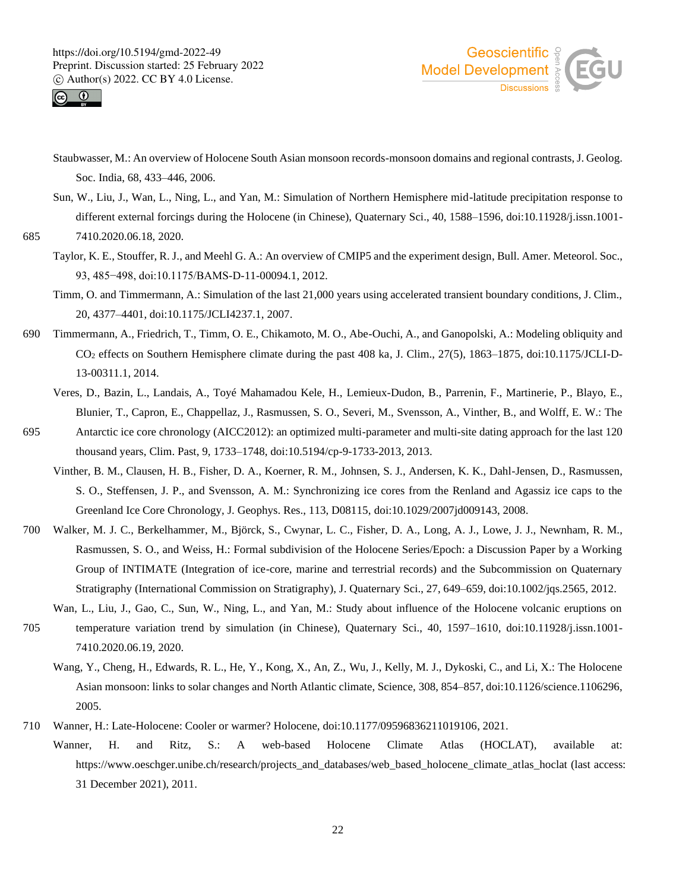Staubwasser, M.: An overview of Holocene South Asian monsoon records-monsoon domains and regional contrasts, J. Geolog. Soc. India, 68, 433–446, 2006.

Sun, W., Liu, J., Wan, L., Ning, L., and Yan, M.: Simulation of Northern Hemisphere mid-latitude precipitation response to different external forcings during the Holocene (in Chinese), Quaternary Sci., 40, 1588–1596, doi:10.11928/j.issn.1001-7410.2020.06.18, 2020.

Taylor, K. E., Stouffer, R. J., and Meehl G. A.: An overview of CMIP5 and the experiment design, Bull. Amer. Meteorol. Soc., 93, 485−498, doi:10.1175/BAMS-D-11-00094.1, 2012.

Timm, O. and Timmermann, A.: Simulation of the last 21,000 years using accelerated transient boundary conditions, J. Clim., 20, 4377–4401, doi:10.1175/JCLI4237.1, 2007.

Timmermann, A., Friedrich, T., Timm, O. E., Chikamoto, M. O., Abe-Ouchi, A., and Ganopolski, A.: Modeling obliquity and $CO_2$ effects on Southern Hemisphere climate during the past 408 ka, J. Clim., 27(5), 1863–1875, doi:10.1175/JCLI-D-13-00311.1, 2014.

Veres, D., Bazin, L., Landais, A., Toyé Mahamadou Kele, H., Lemieux-Dudon, B., Parrenin, F., Martinerie, P., Blayo, E., Blunier, T., Capron, E., Chappellaz, J., Rasmussen, S. O., Severi, M., Svensson, A., Vinther, B., and Wolff, E. W.: The Antarctic ice core chronology (AICC2012): an optimized multi-parameter and multi-site dating approach for the last 120 thousand years, Clim. Past, 9, 1733–1748, doi:10.5194/cp-9-1733-2013, 2013.

Vinther, B. M., Clausen, H. B., Fisher, D. A., Koerner, R. M., Johnsen, S. J., Andersen, K. K., Dahl-Jensen, D., Rasmussen, S. O., Steffensen, J. P., and Svensson, A. M.: Synchronizing ice cores from the Renland and Agassiz ice caps to the Greenland Ice Core Chronology, J. Geophys. Res., 113, D08115, doi:10.1029/2007jd009143, 2008.

Walker, M. J. C., Berkelhammer, M., Björck, S., Cwynar, L. C., Fisher, D. A., Long, A. J., Lowe, J. J., Newnham, R. M., Rasmussen, S. O., and Weiss, H.: Formal subdivision of the Holocene Series/Epoch: a Discussion Paper by a Working Group of INTIMATE (Integration of ice-core, marine and terrestrial records) and the Subcommission on Quaternary Stratigraphy (International Commission on Stratigraphy), J. Quaternary Sci., 27, 649–659, doi:10.1002/jqs.2565, 2012.

Wan, L., Liu, J., Gao, C., Sun, W., Ning, L., and Yan, M.: Study about influence of the Holocene volcanic eruptions on temperature variation trend by simulation (in Chinese), Quaternary Sci., 40, 1597–1610, doi:10.11928/j.issn.1001-7410.2020.06.19, 2020.

Wang, Y., Cheng, H., Edwards, R. L., He, Y., Kong, X., An, Z., Wu, J., Kelly, M. J., Dykoski, C., and Li, X.: The Holocene Asian monsoon: links to solar changes and North Atlantic climate, Science, 308, 854–857, doi:10.1126/science.1106296, 2005.

Wanner, H.: Late-Holocene: Cooler or warmer? Holocene, doi:10.1177/09596836211019106, 2021.

Wanner, H. and Ritz, S.: A web-based Holocene Climate Atlas (HOCLAT), available at: https://www.oeschger.unibe.ch/research/projects_and_databases/web_based_holocene_climate_atlas_hoclat (last access: 31 December 2021), 2011.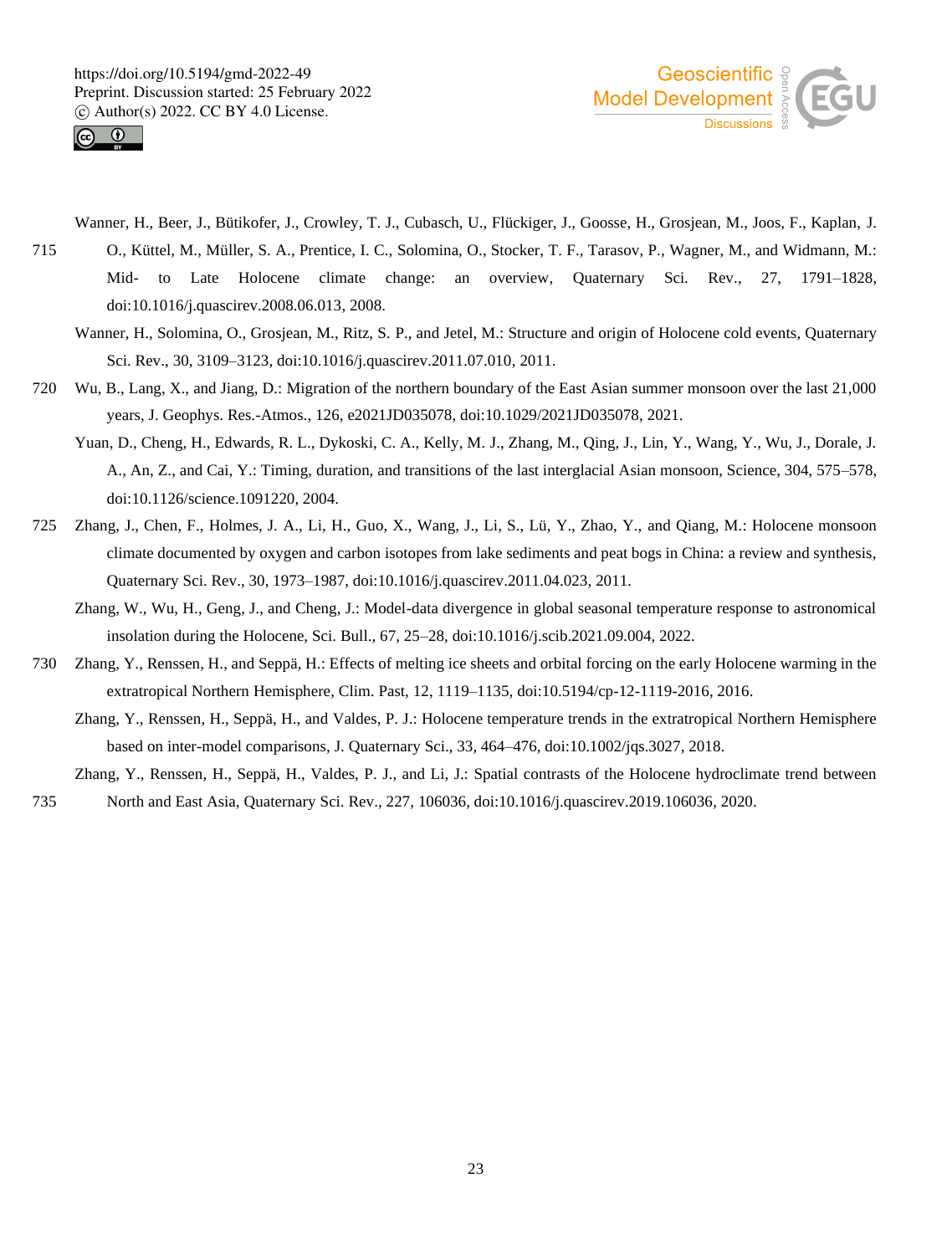Wanner, H., Beer, J., Bütikofer, J., Crowley, T. J., Cubasch, U., Flückiger, J., Goosse, H., Grosjean, M., Joos, F., Kaplan, J. O., Küttel, M., Müller, S. A., Prentice, I. C., Solomina, O., Stocker, T. F., Tarasov, P., Wagner, M., and Widmann, M.: Mid- to Late Holocene climate change: an overview, Quaternary Sci. Rev., 27, 1791–1828, doi:10.1016/j.quascirev.2008.06.013, 2008.

Wanner, H., Solomina, O., Grosjean, M., Ritz, S. P., and Jetel, M.: Structure and origin of Holocene cold events, Quaternary Sci. Rev., 30, 3109–3123, doi:10.1016/j.quascirev.2011.07.010, 2011.

Wu, B., Lang, X., and Jiang, D.: Migration of the northern boundary of the East Asian summer monsoon over the last 21,000 years, J. Geophys. Res.-Atmos., 126, e2021JD035078, doi:10.1029/2021JD035078, 2021.

Yuan, D., Cheng, H., Edwards, R. L., Dykoski, C. A., Kelly, M. J., Zhang, M., Qing, J., Lin, Y., Wang, Y., Wu, J., Dorale, J. A., An, Z., and Cai, Y.: Timing, duration, and transitions of the last interglacial Asian monsoon, Science, 304, 575–578, doi:10.1126/science.1091220, 2004.

Zhang, J., Chen, F., Holmes, J. A., Li, H., Guo, X., Wang, J., Li, S., Lü, Y., Zhao, Y., and Qiang, M.: Holocene monsoon climate documented by oxygen and carbon isotopes from lake sediments and peat bogs in China: a review and synthesis, Quaternary Sci. Rev., 30, 1973–1987, doi:10.1016/j.quascirev.2011.04.023, 2011.

Zhang, W., Wu, H., Geng, J., and Cheng, J.: Model-data divergence in global seasonal temperature response to astronomical insolation during the Holocene, Sci. Bull., 67, 25–28, doi:10.1016/j.scib.2021.09.004, 2022.

Zhang, Y., Renssen, H., and Seppä, H.: Effects of melting ice sheets and orbital forcing on the early Holocene warming in the extratropical Northern Hemisphere, Clim. Past, 12, 1119–1135, doi:10.5194/cp-12-1119-2016, 2016.

Zhang, Y., Renssen, H., Seppä, H., and Valdes, P. J.: Holocene temperature trends in the extratropical Northern Hemisphere based on inter-model comparisons, J. Quaternary Sci., 33, 464–476, doi:10.1002/jqs.3027, 2018.

Zhang, Y., Renssen, H., Seppä, H., Valdes, P. J., and Li, J.: Spatial contrasts of the Holocene hydroclimate trend between North and East Asia, Quaternary Sci. Rev., 227, 106036, doi:10.1016/j.quascirev.2019.106036, 2020.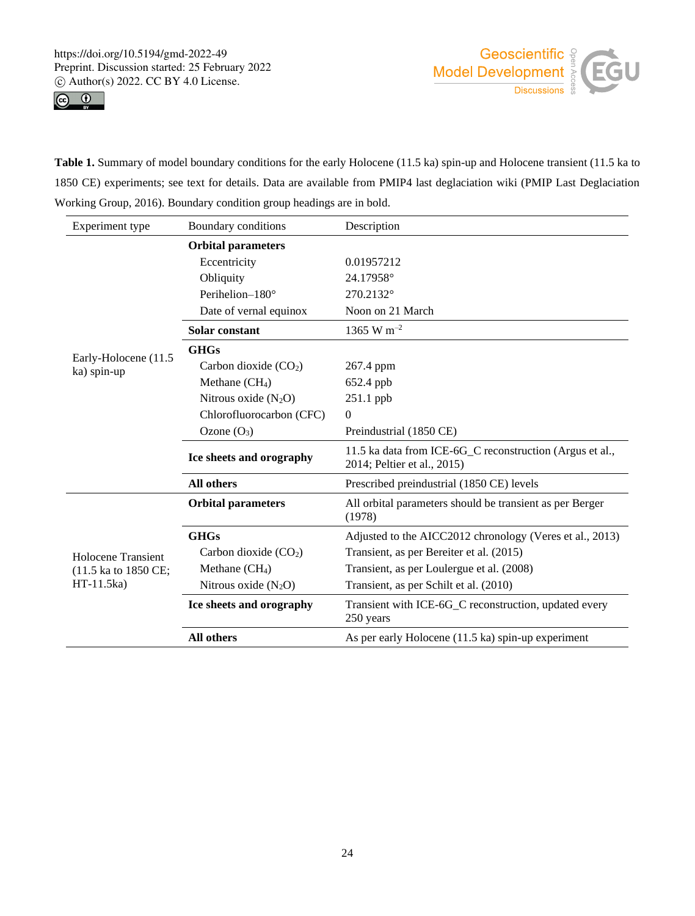**Table 1.** Summary of model boundary conditions for the early Holocene (11.5 ka) spin-up and Holocene transient (11.5 ka to 1850 CE) experiments; see text for details. Data are available from PMIP4 last deglaciation wiki (PMIP Last Deglaciation Working Group, 2016). Boundary condition group headings are in bold.

| Experiment type | Boundary conditions | Description |
|---|---|---|
| Early-Holocene (11.5 ka) spin-up | **Orbital parameters** | |
| | Eccentricity | 0.01957212 |
| | Obliquity | 24.17958° |
| | Perihelion–180° | 270.2132° |
| | Date of vernal equinox | Noon on 21 March |
| | **Solar constant** | 1365 W $m^{-2}$ |
| | **GHGs** | |
| | Carbon dioxide ($CO_2$) | 267.4 ppm |
| | Methane ($CH_4$) | 652.4 ppb |
| | Nitrous oxide ($N_2O$) | 251.1 ppb |
| | Chlorofluorocarbon (CFC) | 0 |
| | Ozone ($O_3$) | Preindustrial (1850 CE) |
| | **Ice sheets and orography** | 11.5 ka data from ICE-6G_C reconstruction (Argus et al., 2014; Peltier et al., 2015) |
| | **All others** | Prescribed preindustrial (1850 CE) levels |
| Holocene Transient (11.5 ka to 1850 CE; HT-11.5ka) | **Orbital parameters** | All orbital parameters should be transient as per Berger (1978) |
| | **GHGs** | Adjusted to the AICC2012 chronology (Veres et al., 2013) |
| | Carbon dioxide ($CO_2$) | Transient, as per Bereiter et al. (2015) |
| | Methane ($CH_4$) | Transient, as per Loulergue et al. (2008) |
| | Nitrous oxide ($N_2O$) | Transient, as per Schilt et al. (2010) |
| | **Ice sheets and orography** | Transient with ICE-6G_C reconstruction, updated every 250 years |
| | **All others** | As per early Holocene (11.5 ka) spin-up experiment |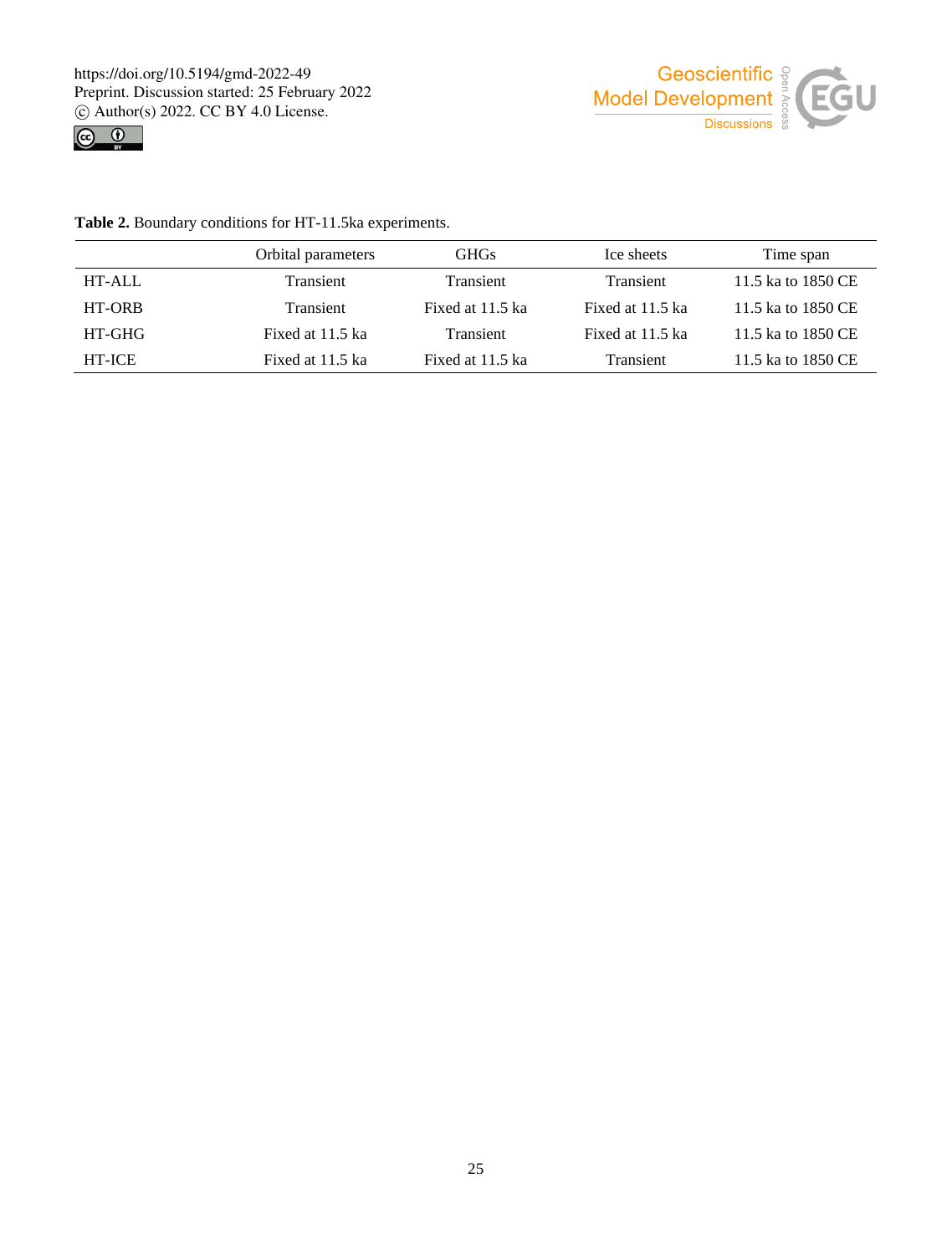**Table 2.** Boundary conditions for HT-11.5ka experiments.

| | Orbital parameters | GHGs | Ice sheets | Time span |
|---|---|---|---|---|
| HT-ALL | Transient | Transient | Transient | 11.5 ka to 1850 CE |
| HT-ORB | Transient | Fixed at 11.5 ka | Fixed at 11.5 ka | 11.5 ka to 1850 CE |
| HT-GHG | Fixed at 11.5 ka | Transient | Fixed at 11.5 ka | 11.5 ka to 1850 CE |
| HT-ICE | Fixed at 11.5 ka | Fixed at 11.5 ka | Transient | 11.5 ka to 1850 CE |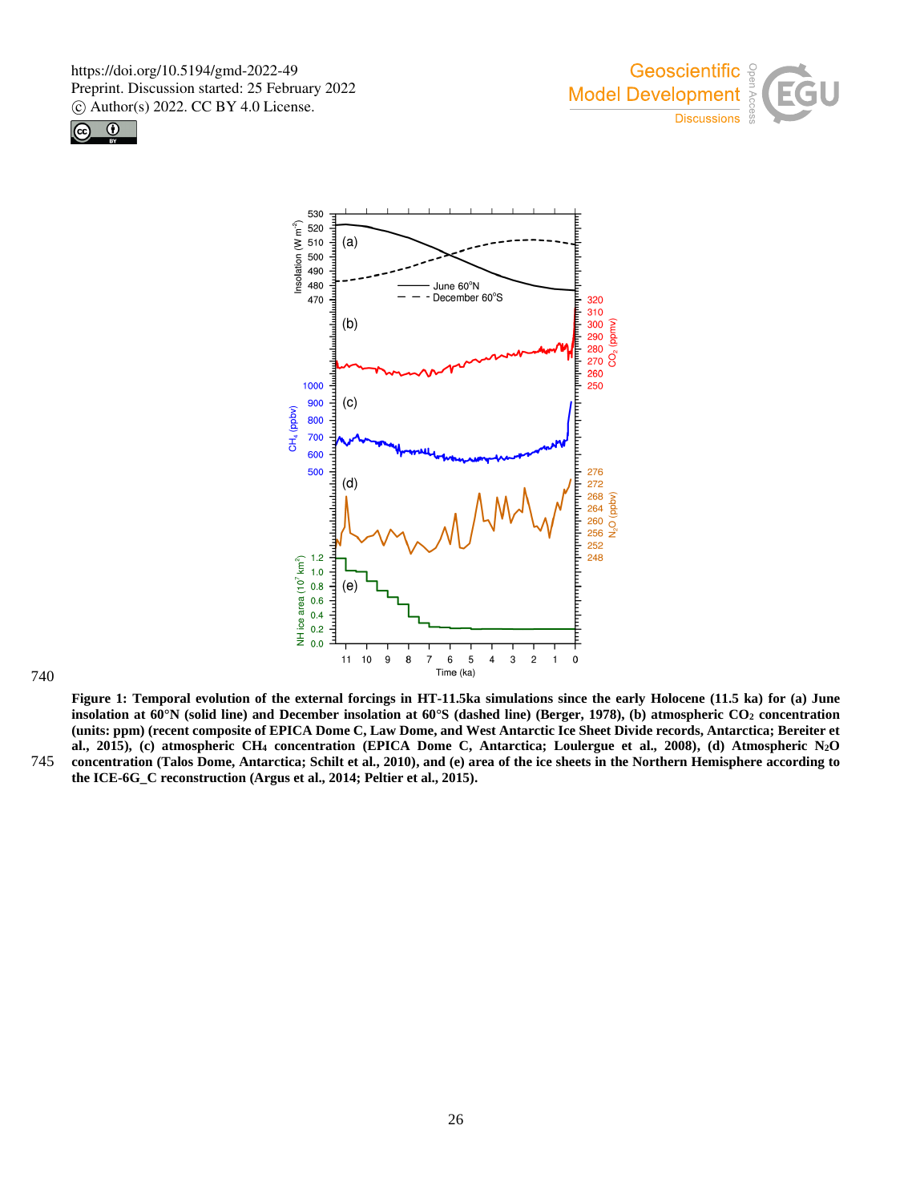**Figure 1: Temporal evolution of the external forcings in HT-11.5ka simulations since the early Holocene (11.5 ka) for (a) June insolation at 60°N (solid line) and December insolation at 60°S (dashed line) (Berger, 1978), (b) atmospheric $CO_2$ concentration (units: ppm) (recent composite of EPICA Dome C, Law Dome, and West Antarctic Ice Sheet Divide records, Antarctica; Bereiter et al., 2015), (c) atmospheric $CH_4$ concentration (EPICA Dome C, Antarctica; Loulergue et al., 2008), (d) Atmospheric $N_2O$ concentration (Talos Dome, Antarctica; Schilt et al., 2010), and (e) area of the ice sheets in the Northern Hemisphere according to the ICE-6G_C reconstruction (Argus et al., 2014; Peltier et al., 2015).**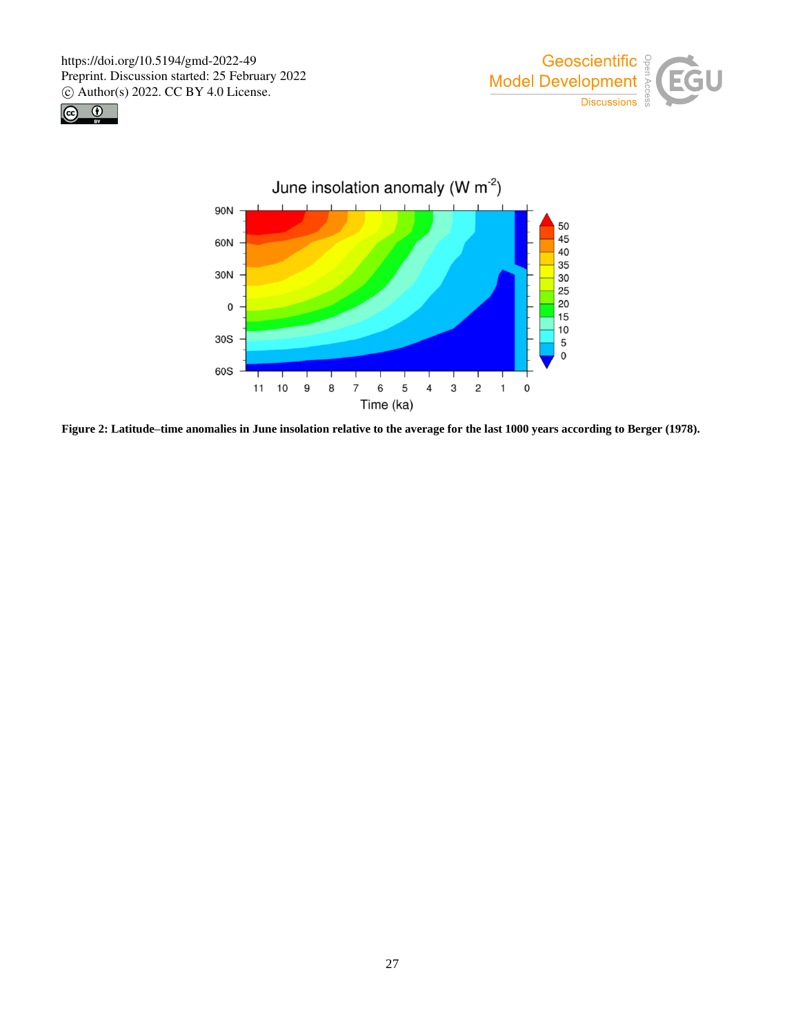**Figure 2: Latitude–time anomalies in June insolation relative to the average for the last 1000 years according to Berger (1978).**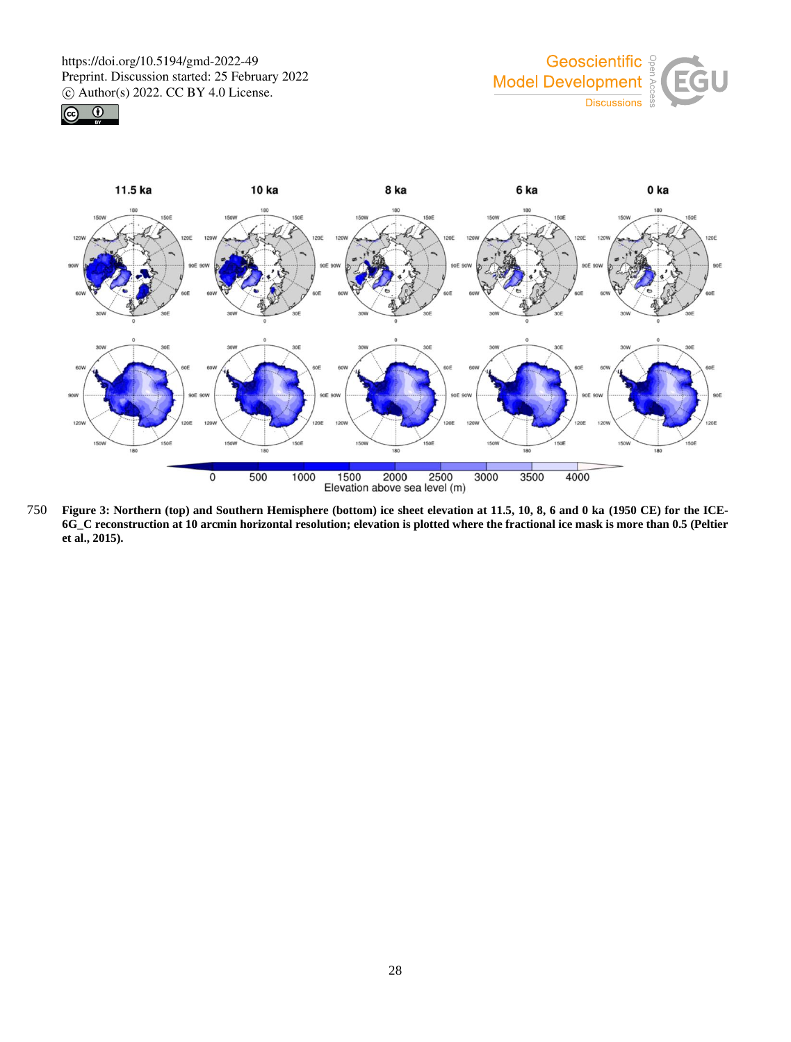**Figure 3: Northern (top) and Southern Hemisphere (bottom) ice sheet elevation at 11.5, 10, 8, 6 and 0 ka (1950 CE) for the ICE-6G_C reconstruction at 10 arcmin horizontal resolution; elevation is plotted where the fractional ice mask is more than 0.5 (Peltier et al., 2015).**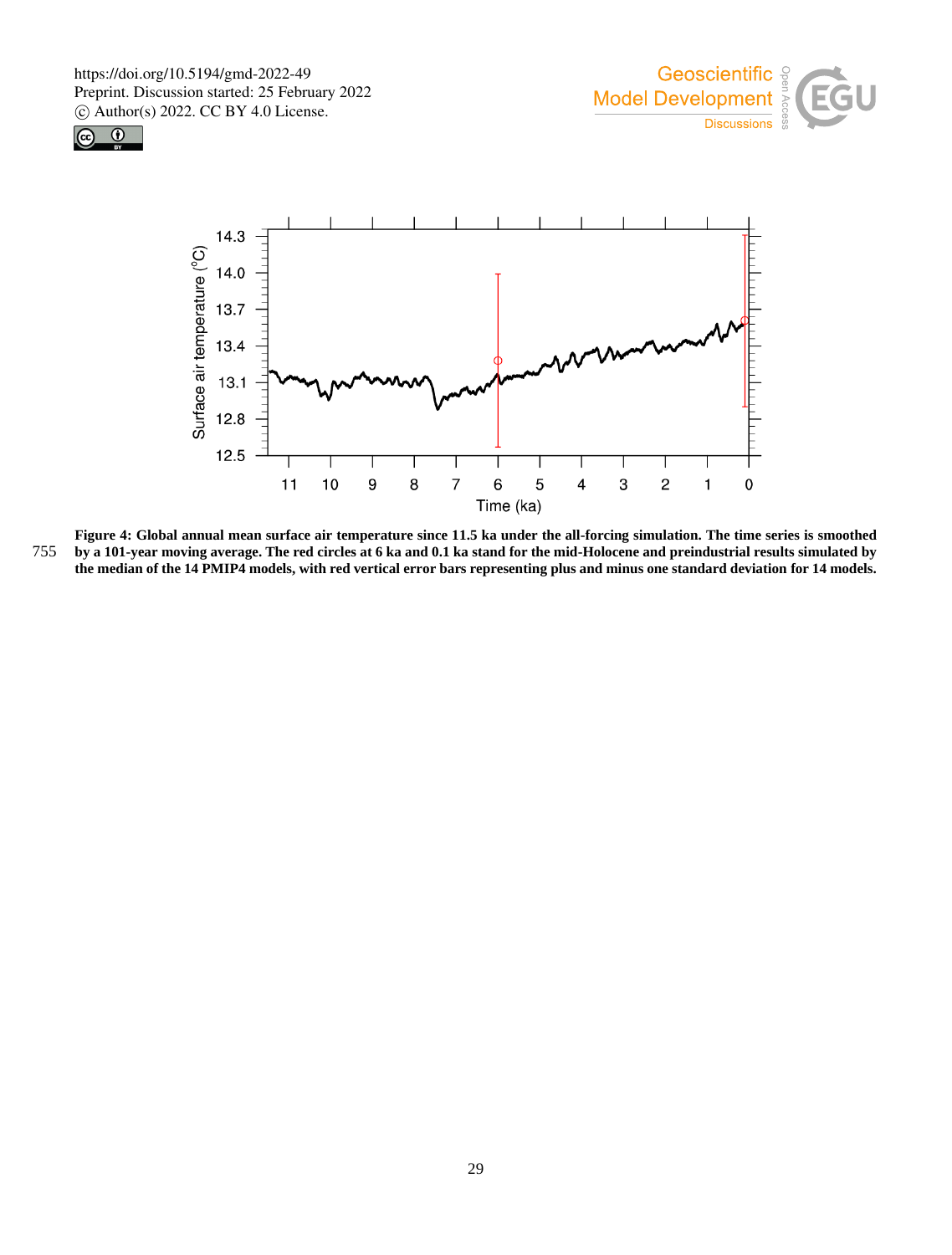Figure 4: Global annual mean surface air temperature since 11.5 ka under the all-forcing simulation. The time series is smoothed by a 101-year moving average. The red circles at 6 ka and 0.1 ka stand for the mid-Holocene and preindustrial results simulated by the median of the 14 PMIP4 models, with red vertical error bars representing plus and minus one standard deviation for 14 models.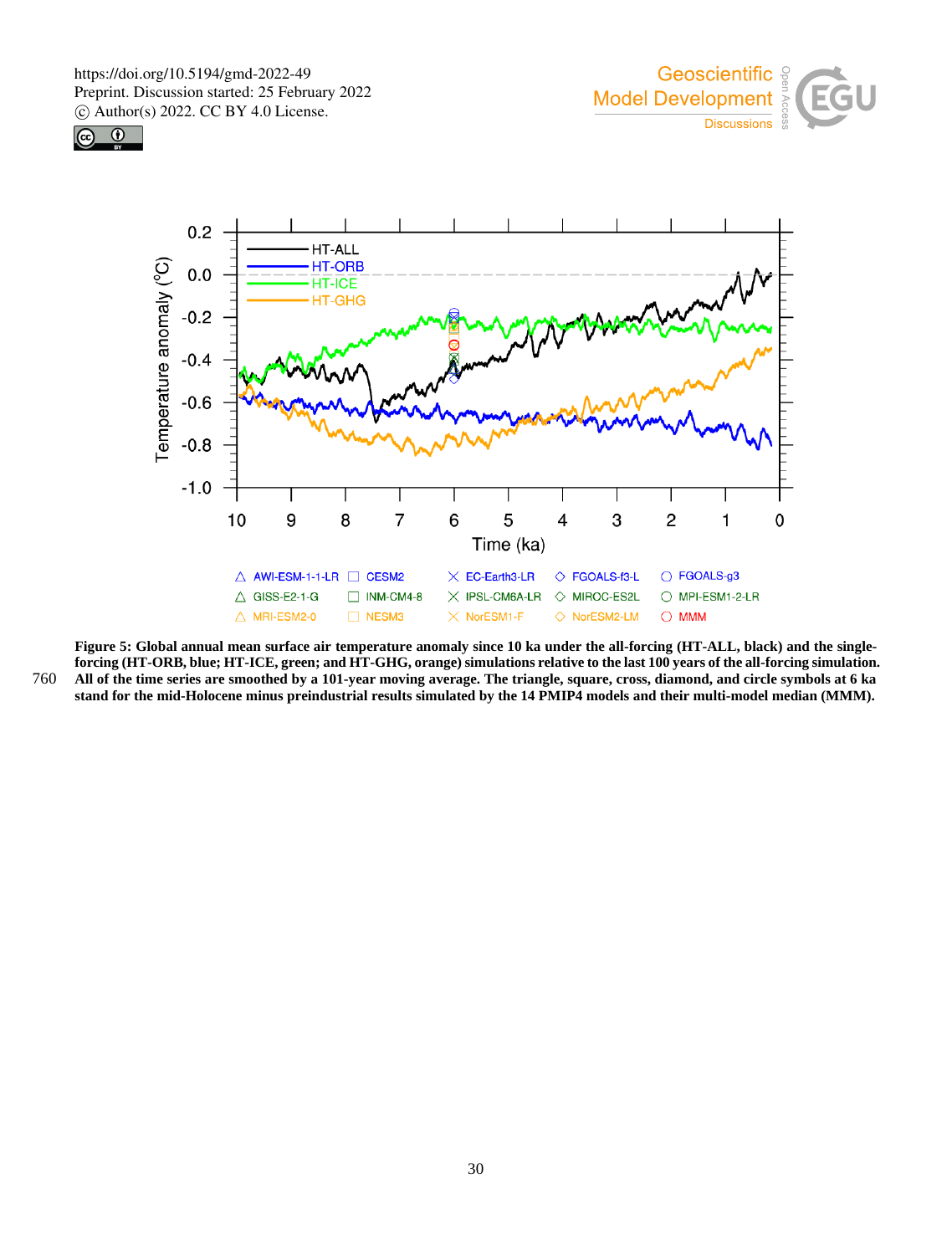0.2
0.0
-0.2
-0.4
-0.6
-0.8
-1.0

Temperature anomaly (°C)

HT-ALL
HT-ORB
HT-ICE
HT-GHG

10 9 8 7 6 5 4 3 2 1 0

Time (ka)

△ AWI-ESM-1-1-LR □ CESM2 × EC-Earth3-LR ◇ FGOALS-f3-L ○ FGOALS-g3
△ GISS-E2-1-G □ INM-CM4-8 × IPSL-CM6A-LR ◇ MIROC-ES2L ○ MPI-ESM1-2-LR
△ MRI-ESM2-0 □ NESM3 × NorESM1-F ◇ NorESM2-LM ○ MMM

**Figure 5: Global annual mean surface air temperature anomaly since 10 ka under the all-forcing (HT-ALL, black) and the single-forcing (HT-ORB, blue; HT-ICE, green; and HT-GHG, orange) simulations relative to the last 100 years of the all-forcing simulation. All of the time series are smoothed by a 101-year moving average. The triangle, square, cross, diamond, and circle symbols at 6 ka stand for the mid-Holocene minus preindustrial results simulated by the 14 PMIP4 models and their multi-model median (MMM).**